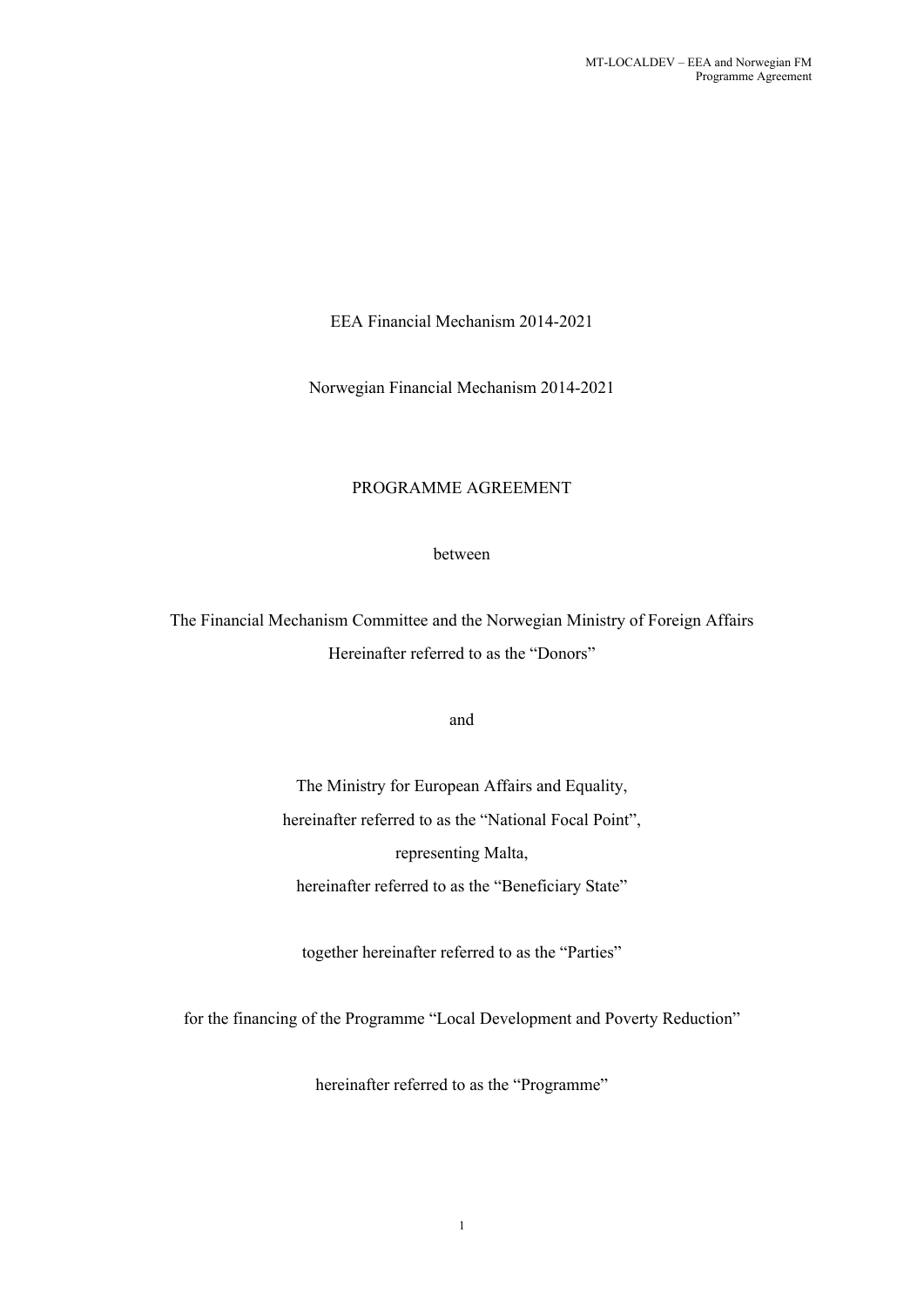EEA Financial Mechanism 2014-2021

Norwegian Financial Mechanism 2014-2021

PROGRAMME AGREEMENT

between

The Financial Mechanism Committee and the Norwegian Ministry of Foreign Affairs
Hereinafter referred to as the "Donors"

and

The Ministry for European Affairs and Equality,
hereinafter referred to as the "National Focal Point",
representing Malta,
hereinafter referred to as the "Beneficiary State"

together hereinafter referred to as the "Parties"

for the financing of the Programme "Local Development and Poverty Reduction"

hereinafter referred to as the "Programme"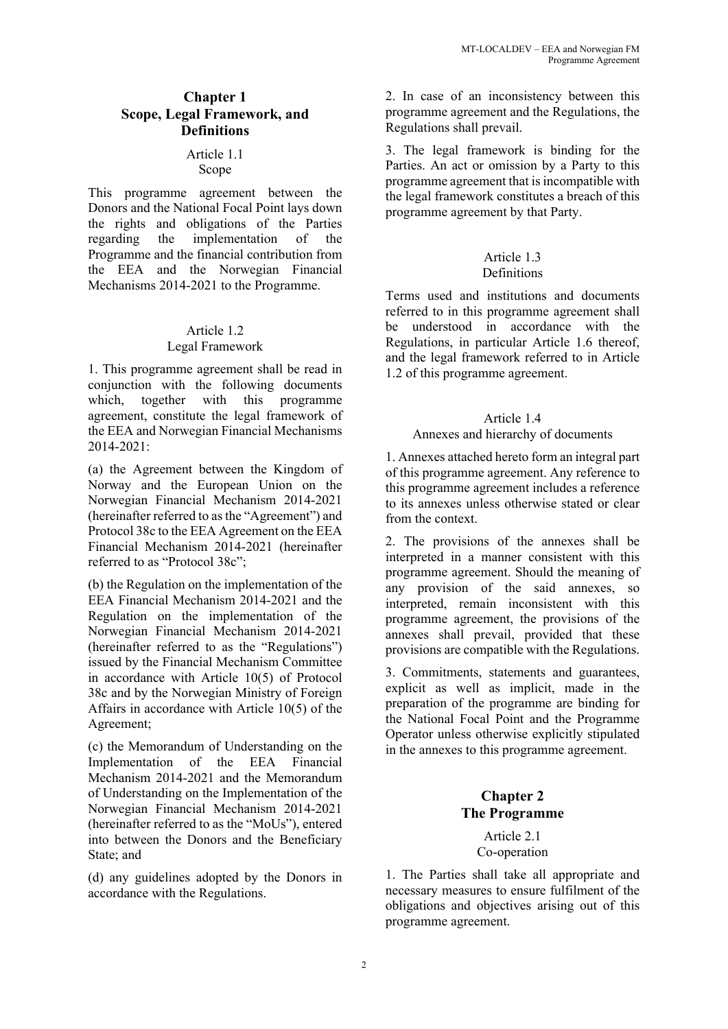## Chapter 1
## Scope, Legal Framework, and Definitions

### Article 1.1
### Scope

This programme agreement between the Donors and the National Focal Point lays down the rights and obligations of the Parties regarding the implementation of the Programme and the financial contribution from the EEA and the Norwegian Financial Mechanisms 2014-2021 to the Programme.

### Article 1.2
### Legal Framework

1. This programme agreement shall be read in conjunction with the following documents which, together with this programme agreement, constitute the legal framework of the EEA and Norwegian Financial Mechanisms 2014-2021:

(a) the Agreement between the Kingdom of Norway and the European Union on the Norwegian Financial Mechanism 2014-2021 (hereinafter referred to as the "Agreement") and Protocol 38c to the EEA Agreement on the EEA Financial Mechanism 2014-2021 (hereinafter referred to as "Protocol 38c";

(b) the Regulation on the implementation of the EEA Financial Mechanism 2014-2021 and the Regulation on the implementation of the Norwegian Financial Mechanism 2014-2021 (hereinafter referred to as the "Regulations") issued by the Financial Mechanism Committee in accordance with Article 10(5) of Protocol 38c and by the Norwegian Ministry of Foreign Affairs in accordance with Article 10(5) of the Agreement;

(c) the Memorandum of Understanding on the Implementation of the EEA Financial Mechanism 2014-2021 and the Memorandum of Understanding on the Implementation of the Norwegian Financial Mechanism 2014-2021 (hereinafter referred to as the "MoUs"), entered into between the Donors and the Beneficiary State; and

(d) any guidelines adopted by the Donors in accordance with the Regulations.

2. In case of an inconsistency between this programme agreement and the Regulations, the Regulations shall prevail.

3. The legal framework is binding for the Parties. An act or omission by a Party to this programme agreement that is incompatible with the legal framework constitutes a breach of this programme agreement by that Party.

### Article 1.3
### Definitions

Terms used and institutions and documents referred to in this programme agreement shall be understood in accordance with the Regulations, in particular Article 1.6 thereof, and the legal framework referred to in Article 1.2 of this programme agreement.

### Article 1.4
### Annexes and hierarchy of documents

1. Annexes attached hereto form an integral part of this programme agreement. Any reference to this programme agreement includes a reference to its annexes unless otherwise stated or clear from the context.

2. The provisions of the annexes shall be interpreted in a manner consistent with this programme agreement. Should the meaning of any provision of the said annexes, so interpreted, remain inconsistent with this programme agreement, the provisions of the annexes shall prevail, provided that these provisions are compatible with the Regulations.

3. Commitments, statements and guarantees, explicit as well as implicit, made in the preparation of the programme are binding for the National Focal Point and the Programme Operator unless otherwise explicitly stipulated in the annexes to this programme agreement.

## Chapter 2
## The Programme

### Article 2.1
### Co-operation

1. The Parties shall take all appropriate and necessary measures to ensure fulfilment of the obligations and objectives arising out of this programme agreement.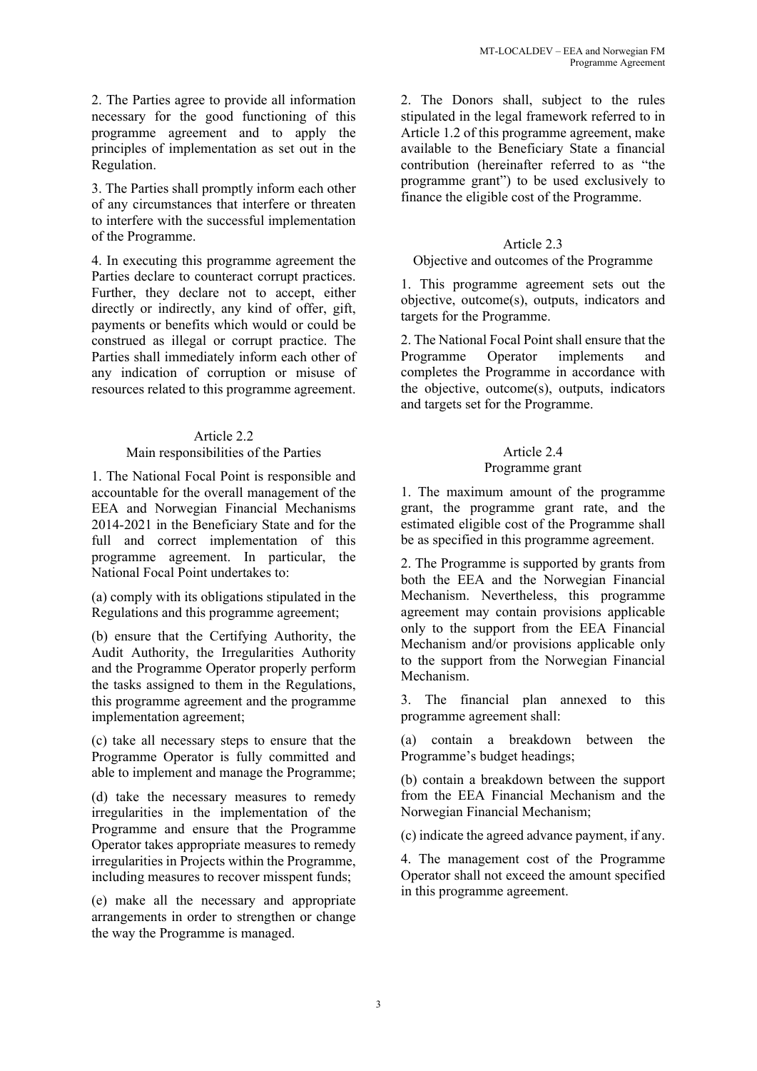2. The Parties agree to provide all information necessary for the good functioning of this programme agreement and to apply the principles of implementation as set out in the Regulation.

3. The Parties shall promptly inform each other of any circumstances that interfere or threaten to interfere with the successful implementation of the Programme.

4. In executing this programme agreement the Parties declare to counteract corrupt practices. Further, they declare not to accept, either directly or indirectly, any kind of offer, gift, payments or benefits which would or could be construed as illegal or corrupt practice. The Parties shall immediately inform each other of any indication of corruption or misuse of resources related to this programme agreement.

### Article 2.2
### Main responsibilities of the Parties

1. The National Focal Point is responsible and accountable for the overall management of the EEA and Norwegian Financial Mechanisms 2014-2021 in the Beneficiary State and for the full and correct implementation of this programme agreement. In particular, the National Focal Point undertakes to:

(a) comply with its obligations stipulated in the Regulations and this programme agreement;

(b) ensure that the Certifying Authority, the Audit Authority, the Irregularities Authority and the Programme Operator properly perform the tasks assigned to them in the Regulations, this programme agreement and the programme implementation agreement;

(c) take all necessary steps to ensure that the Programme Operator is fully committed and able to implement and manage the Programme;

(d) take the necessary measures to remedy irregularities in the implementation of the Programme and ensure that the Programme Operator takes appropriate measures to remedy irregularities in Projects within the Programme, including measures to recover misspent funds;

(e) make all the necessary and appropriate arrangements in order to strengthen or change the way the Programme is managed.

2. The Donors shall, subject to the rules stipulated in the legal framework referred to in Article 1.2 of this programme agreement, make available to the Beneficiary State a financial contribution (hereinafter referred to as "the programme grant") to be used exclusively to finance the eligible cost of the Programme.

### Article 2.3
### Objective and outcomes of the Programme

1. This programme agreement sets out the objective, outcome(s), outputs, indicators and targets for the Programme.

2. The National Focal Point shall ensure that the Programme Operator implements and completes the Programme in accordance with the objective, outcome(s), outputs, indicators and targets set for the Programme.

### Article 2.4
### Programme grant

1. The maximum amount of the programme grant, the programme grant rate, and the estimated eligible cost of the Programme shall be as specified in this programme agreement.

2. The Programme is supported by grants from both the EEA and the Norwegian Financial Mechanism. Nevertheless, this programme agreement may contain provisions applicable only to the support from the EEA Financial Mechanism and/or provisions applicable only to the support from the Norwegian Financial Mechanism.

3. The financial plan annexed to this programme agreement shall:

(a) contain a breakdown between the Programme's budget headings;

(b) contain a breakdown between the support from the EEA Financial Mechanism and the Norwegian Financial Mechanism;

(c) indicate the agreed advance payment, if any.

4. The management cost of the Programme Operator shall not exceed the amount specified in this programme agreement.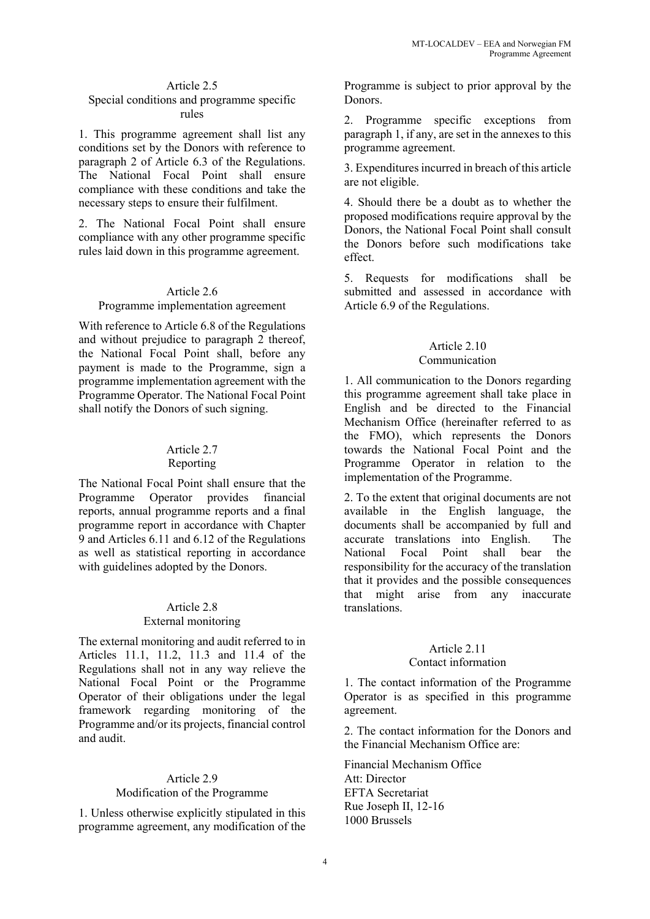### Article 2.5
### Special conditions and programme specific rules

1. This programme agreement shall list any conditions set by the Donors with reference to paragraph 2 of Article 6.3 of the Regulations. The National Focal Point shall ensure compliance with these conditions and take the necessary steps to ensure their fulfilment.

2. The National Focal Point shall ensure compliance with any other programme specific rules laid down in this programme agreement.

### Article 2.6
### Programme implementation agreement

With reference to Article 6.8 of the Regulations and without prejudice to paragraph 2 thereof, the National Focal Point shall, before any payment is made to the Programme, sign a programme implementation agreement with the Programme Operator. The National Focal Point shall notify the Donors of such signing.

### Article 2.7
### Reporting

The National Focal Point shall ensure that the Programme Operator provides financial reports, annual programme reports and a final programme report in accordance with Chapter 9 and Articles 6.11 and 6.12 of the Regulations as well as statistical reporting in accordance with guidelines adopted by the Donors.

### Article 2.8
### External monitoring

The external monitoring and audit referred to in Articles 11.1, 11.2, 11.3 and 11.4 of the Regulations shall not in any way relieve the National Focal Point or the Programme Operator of their obligations under the legal framework regarding monitoring of the Programme and/or its projects, financial control and audit.

### Article 2.9
### Modification of the Programme

1. Unless otherwise explicitly stipulated in this programme agreement, any modification of the Programme is subject to prior approval by the Donors.

2. Programme specific exceptions from paragraph 1, if any, are set in the annexes to this programme agreement.

3. Expenditures incurred in breach of this article are not eligible.

4. Should there be a doubt as to whether the proposed modifications require approval by the Donors, the National Focal Point shall consult the Donors before such modifications take effect.

5. Requests for modifications shall be submitted and assessed in accordance with Article 6.9 of the Regulations.

### Article 2.10
### Communication

1. All communication to the Donors regarding this programme agreement shall take place in English and be directed to the Financial Mechanism Office (hereinafter referred to as the FMO), which represents the Donors towards the National Focal Point and the Programme Operator in relation to the implementation of the Programme.

2. To the extent that original documents are not available in the English language, the documents shall be accompanied by full and accurate translations into English. The National Focal Point shall bear the responsibility for the accuracy of the translation that it provides and the possible consequences that might arise from any inaccurate translations.

### Article 2.11
### Contact information

1. The contact information of the Programme Operator is as specified in this programme agreement.

2. The contact information for the Donors and the Financial Mechanism Office are:

Financial Mechanism Office
Att: Director
EFTA Secretariat
Rue Joseph II, 12-16
1000 Brussels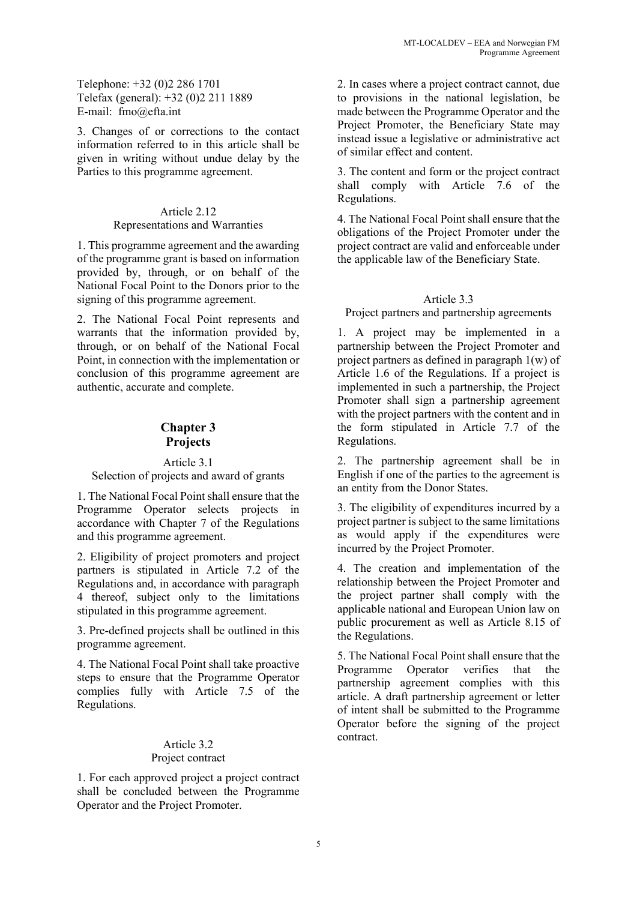Telephone: +32 (0)2 286 1701
Telefax (general): +32 (0)2 211 1889
E-mail: fmo@efta.int

3. Changes of or corrections to the contact information referred to in this article shall be given in writing without undue delay by the Parties to this programme agreement.

### Article 2.12
### Representations and Warranties

1. This programme agreement and the awarding of the programme grant is based on information provided by, through, or on behalf of the National Focal Point to the Donors prior to the signing of this programme agreement.

2. The National Focal Point represents and warrants that the information provided by, through, or on behalf of the National Focal Point, in connection with the implementation or conclusion of this programme agreement are authentic, accurate and complete.

## Chapter 3
## Projects

### Article 3.1
### Selection of projects and award of grants

1. The National Focal Point shall ensure that the Programme Operator selects projects in accordance with Chapter 7 of the Regulations and this programme agreement.

2. Eligibility of project promoters and project partners is stipulated in Article 7.2 of the Regulations and, in accordance with paragraph 4 thereof, subject only to the limitations stipulated in this programme agreement.

3. Pre-defined projects shall be outlined in this programme agreement.

4. The National Focal Point shall take proactive steps to ensure that the Programme Operator complies fully with Article 7.5 of the Regulations.

### Article 3.2
### Project contract

1. For each approved project a project contract shall be concluded between the Programme Operator and the Project Promoter.

2. In cases where a project contract cannot, due to provisions in the national legislation, be made between the Programme Operator and the Project Promoter, the Beneficiary State may instead issue a legislative or administrative act of similar effect and content.

3. The content and form or the project contract shall comply with Article 7.6 of the Regulations.

4. The National Focal Point shall ensure that the obligations of the Project Promoter under the project contract are valid and enforceable under the applicable law of the Beneficiary State.

### Article 3.3
### Project partners and partnership agreements

1. A project may be implemented in a partnership between the Project Promoter and project partners as defined in paragraph 1(w) of Article 1.6 of the Regulations. If a project is implemented in such a partnership, the Project Promoter shall sign a partnership agreement with the project partners with the content and in the form stipulated in Article 7.7 of the Regulations.

2. The partnership agreement shall be in English if one of the parties to the agreement is an entity from the Donor States.

3. The eligibility of expenditures incurred by a project partner is subject to the same limitations as would apply if the expenditures were incurred by the Project Promoter.

4. The creation and implementation of the relationship between the Project Promoter and the project partner shall comply with the applicable national and European Union law on public procurement as well as Article 8.15 of the Regulations.

5. The National Focal Point shall ensure that the Programme Operator verifies that the partnership agreement complies with this article. A draft partnership agreement or letter of intent shall be submitted to the Programme Operator before the signing of the project contract.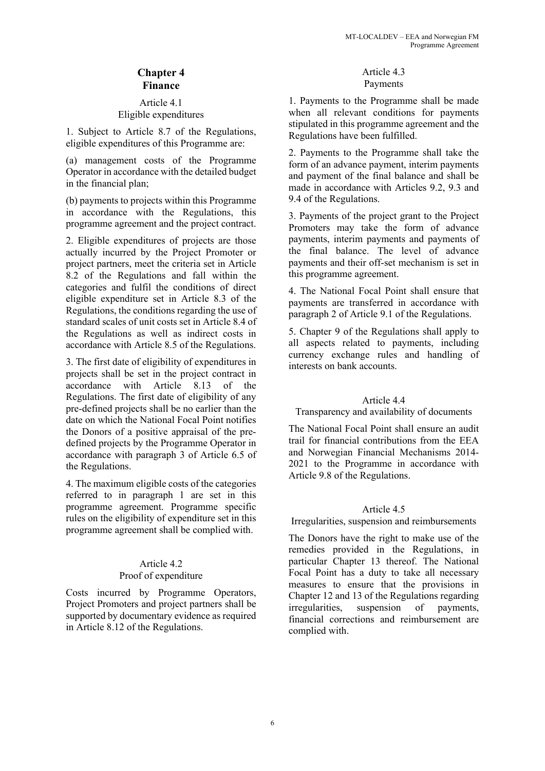# Chapter 4
# Finance

## Article 4.1
## Eligible expenditures

1. Subject to Article 8.7 of the Regulations, eligible expenditures of this Programme are:

(a) management costs of the Programme Operator in accordance with the detailed budget in the financial plan;

(b) payments to projects within this Programme in accordance with the Regulations, this programme agreement and the project contract.

2. Eligible expenditures of projects are those actually incurred by the Project Promoter or project partners, meet the criteria set in Article 8.2 of the Regulations and fall within the categories and fulfil the conditions of direct eligible expenditure set in Article 8.3 of the Regulations, the conditions regarding the use of standard scales of unit costs set in Article 8.4 of the Regulations as well as indirect costs in accordance with Article 8.5 of the Regulations.

3. The first date of eligibility of expenditures in projects shall be set in the project contract in accordance with Article 8.13 of the Regulations. The first date of eligibility of any pre-defined projects shall be no earlier than the date on which the National Focal Point notifies the Donors of a positive appraisal of the pre-defined projects by the Programme Operator in accordance with paragraph 3 of Article 6.5 of the Regulations.

4. The maximum eligible costs of the categories referred to in paragraph 1 are set in this programme agreement. Programme specific rules on the eligibility of expenditure set in this programme agreement shall be complied with.

## Article 4.2
## Proof of expenditure

Costs incurred by Programme Operators, Project Promoters and project partners shall be supported by documentary evidence as required in Article 8.12 of the Regulations.

## Article 4.3
## Payments

1. Payments to the Programme shall be made when all relevant conditions for payments stipulated in this programme agreement and the Regulations have been fulfilled.

2. Payments to the Programme shall take the form of an advance payment, interim payments and payment of the final balance and shall be made in accordance with Articles 9.2, 9.3 and 9.4 of the Regulations.

3. Payments of the project grant to the Project Promoters may take the form of advance payments, interim payments and payments of the final balance. The level of advance payments and their off-set mechanism is set in this programme agreement.

4. The National Focal Point shall ensure that payments are transferred in accordance with paragraph 2 of Article 9.1 of the Regulations.

5. Chapter 9 of the Regulations shall apply to all aspects related to payments, including currency exchange rules and handling of interests on bank accounts.

## Article 4.4
## Transparency and availability of documents

The National Focal Point shall ensure an audit trail for financial contributions from the EEA and Norwegian Financial Mechanisms 2014-2021 to the Programme in accordance with Article 9.8 of the Regulations.

## Article 4.5
## Irregularities, suspension and reimbursements

The Donors have the right to make use of the remedies provided in the Regulations, in particular Chapter 13 thereof. The National Focal Point has a duty to take all necessary measures to ensure that the provisions in Chapter 12 and 13 of the Regulations regarding irregularities, suspension of payments, financial corrections and reimbursement are complied with.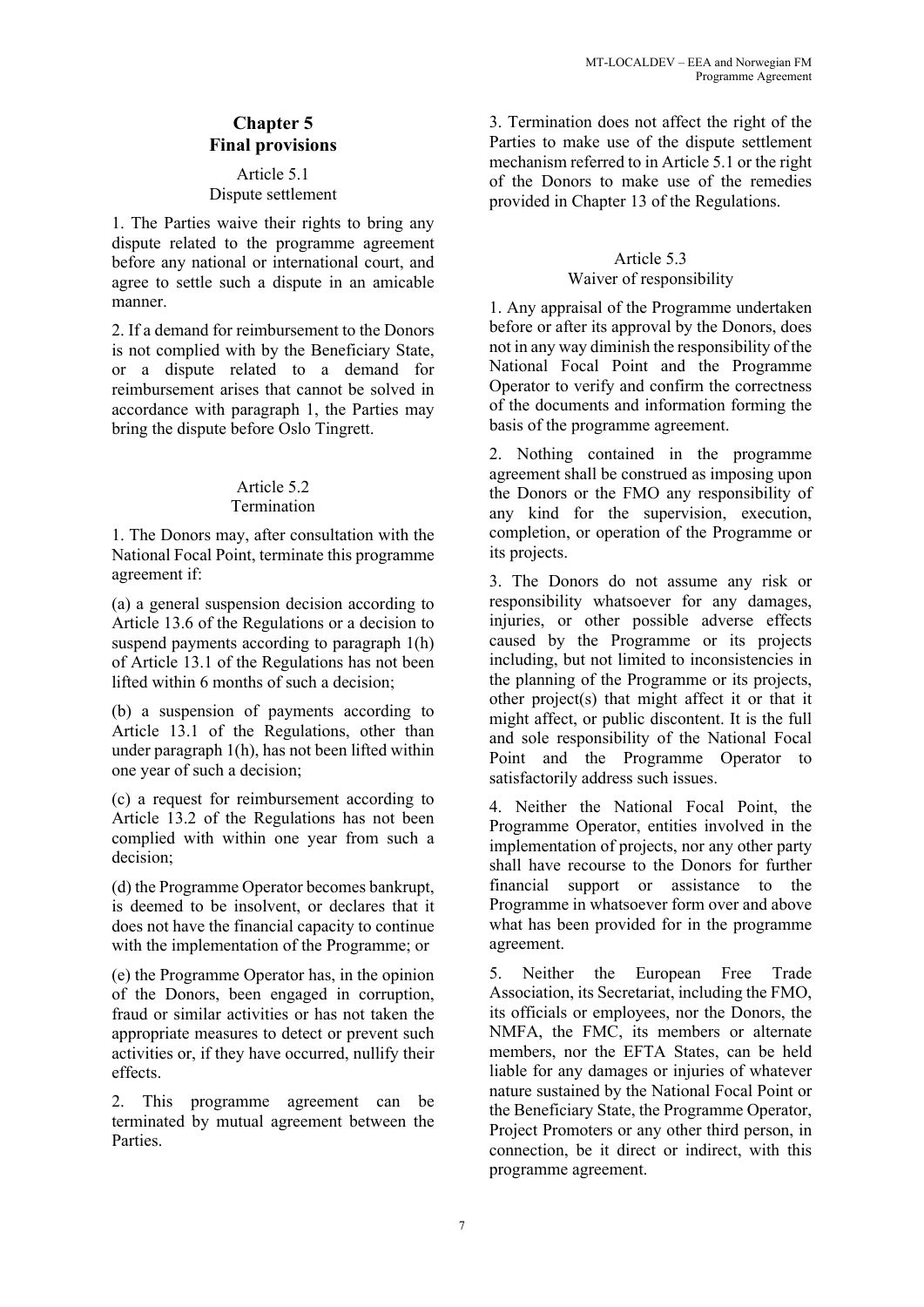# Chapter 5
# Final provisions

### Article 5.1
### Dispute settlement

1. The Parties waive their rights to bring any dispute related to the programme agreement before any national or international court, and agree to settle such a dispute in an amicable manner.

2. If a demand for reimbursement to the Donors is not complied with by the Beneficiary State, or a dispute related to a demand for reimbursement arises that cannot be solved in accordance with paragraph 1, the Parties may bring the dispute before Oslo Tingrett.

### Article 5.2
### Termination

1. The Donors may, after consultation with the National Focal Point, terminate this programme agreement if:

(a) a general suspension decision according to Article 13.6 of the Regulations or a decision to suspend payments according to paragraph 1(h) of Article 13.1 of the Regulations has not been lifted within 6 months of such a decision;

(b) a suspension of payments according to Article 13.1 of the Regulations, other than under paragraph 1(h), has not been lifted within one year of such a decision;

(c) a request for reimbursement according to Article 13.2 of the Regulations has not been complied with within one year from such a decision;

(d) the Programme Operator becomes bankrupt, is deemed to be insolvent, or declares that it does not have the financial capacity to continue with the implementation of the Programme; or

(e) the Programme Operator has, in the opinion of the Donors, been engaged in corruption, fraud or similar activities or has not taken the appropriate measures to detect or prevent such activities or, if they have occurred, nullify their effects.

2. This programme agreement can be terminated by mutual agreement between the Parties.

3. Termination does not affect the right of the Parties to make use of the dispute settlement mechanism referred to in Article 5.1 or the right of the Donors to make use of the remedies provided in Chapter 13 of the Regulations.

### Article 5.3
### Waiver of responsibility

1. Any appraisal of the Programme undertaken before or after its approval by the Donors, does not in any way diminish the responsibility of the National Focal Point and the Programme Operator to verify and confirm the correctness of the documents and information forming the basis of the programme agreement.

2. Nothing contained in the programme agreement shall be construed as imposing upon the Donors or the FMO any responsibility of any kind for the supervision, execution, completion, or operation of the Programme or its projects.

3. The Donors do not assume any risk or responsibility whatsoever for any damages, injuries, or other possible adverse effects caused by the Programme or its projects including, but not limited to inconsistencies in the planning of the Programme or its projects, other project(s) that might affect it or that it might affect, or public discontent. It is the full and sole responsibility of the National Focal Point and the Programme Operator to satisfactorily address such issues.

4. Neither the National Focal Point, the Programme Operator, entities involved in the implementation of projects, nor any other party shall have recourse to the Donors for further financial support or assistance to the Programme in whatsoever form over and above what has been provided for in the programme agreement.

5. Neither the European Free Trade Association, its Secretariat, including the FMO, its officials or employees, nor the Donors, the NMFA, the FMC, its members or alternate members, nor the EFTA States, can be held liable for any damages or injuries of whatever nature sustained by the National Focal Point or the Beneficiary State, the Programme Operator, Project Promoters or any other third person, in connection, be it direct or indirect, with this programme agreement.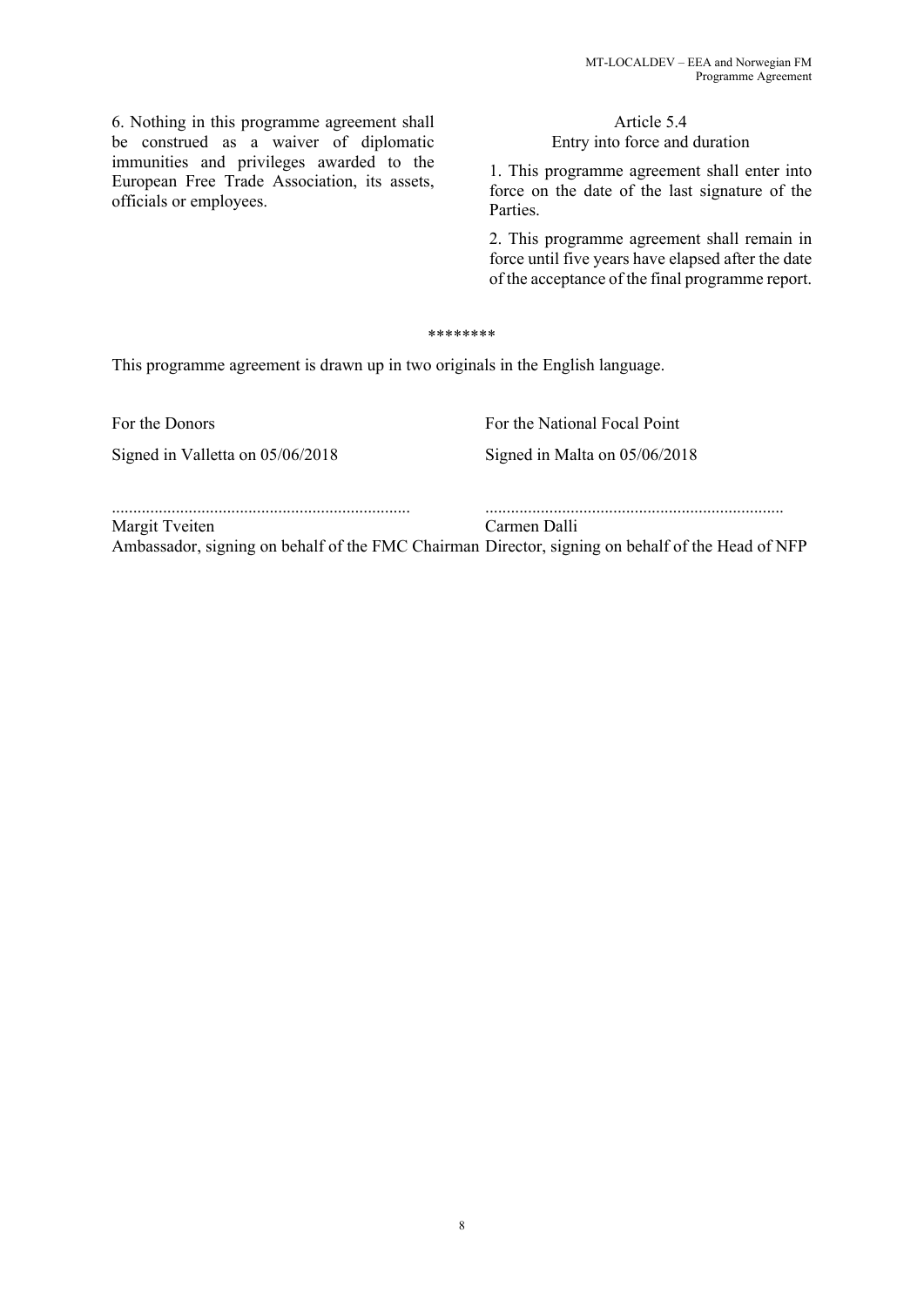6. Nothing in this programme agreement shall be construed as a waiver of diplomatic immunities and privileges awarded to the European Free Trade Association, its assets, officials or employees.

Article 5.4
Entry into force and duration

1. This programme agreement shall enter into force on the date of the last signature of the Parties.

2. This programme agreement shall remain in force until five years have elapsed after the date of the acceptance of the final programme report.

********

This programme agreement is drawn up in two originals in the English language.

For the Donors

Signed in Valletta on 05/06/2018

......................................................................
Margit Tveiten
Ambassador, signing on behalf of the FMC Chairman

For the National Focal Point

Signed in Malta on 05/06/2018

......................................................................
Carmen Dalli
Director, signing on behalf of the Head of NFP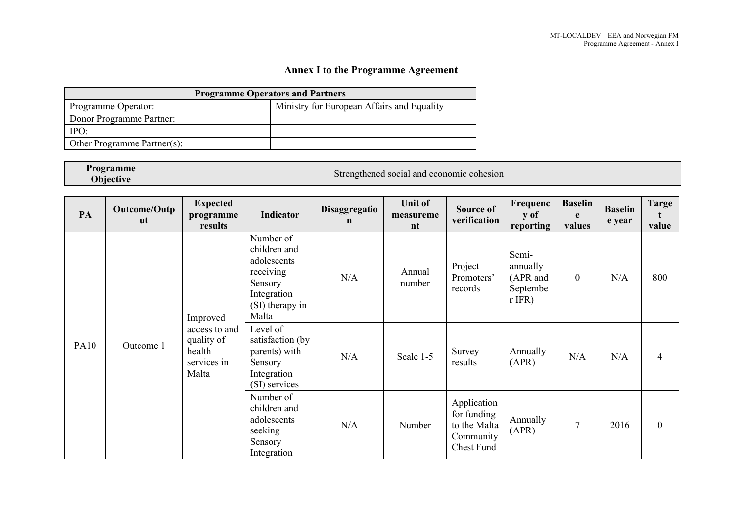# Annex I to the Programme Agreement

| Programme Operators and Partners | |
|---|---|
| Programme Operator: | Ministry for European Affairs and Equality |
| Donor Programme Partner: | |
| IPO: | |
| Other Programme Partner(s): | |

| Programme Objective | Strengthened social and economic cohesion |
|---|---|

| PA | Outcome/Output | Expected programme results | Indicator | Disaggregation | Unit of measurement | Source of verification | Frequency of reporting | Baseline values | Baseline year | Target value |
|---|---|---|---|---|---|---|---|---|---|---|
| PA10 | Outcome 1 | Improved access to and quality of health services in Malta | Number of children and adolescents receiving Sensory Integration (SI) therapy in Malta | N/A | Annual number | Project Promoters' records | Semi-annually (APR and September IFR) | 0 | N/A | 800 |
| | | | Level of satisfaction (by parents) with Sensory Integration (SI) services | N/A | Scale 1-5 | Survey results | Annually (APR) | N/A | N/A | 4 |
| | | | Number of children and adolescents seeking Sensory Integration | N/A | Number | Application for funding to the Malta Community Chest Fund | Annually (APR) | 7 | 2016 | 0 |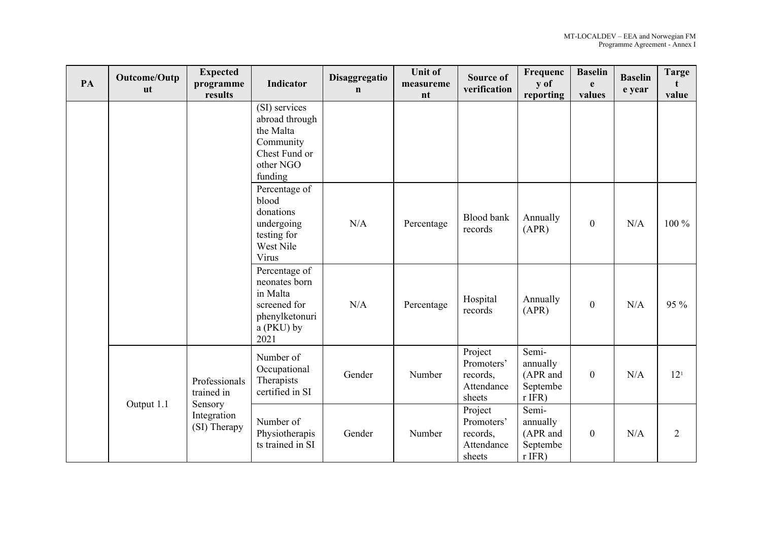| PA | Outcome/Output | Expected programme results | Indicator | Disaggregation | Unit of measurement | Source of verification | Frequency of reporting | Baseline values | Baseline year | Target value |
|---|---|---|---|---|---|---|---|---|---|---|
| | | | (SI) services abroad through the Malta Community Chest Fund or other NGO funding | | | | | | | |
| | | | Percentage of blood donations undergoing testing for West Nile Virus | N/A | Percentage | Blood bank records | Annually (APR) | 0 | N/A | 100 % |
| | | | Percentage of neonates born in Malta screened for phenylketonuria (PKU) by 2021 | N/A | Percentage | Hospital records | Annually (APR) | 0 | N/A | 95 % |
| | Output 1.1 | Professionals trained in Sensory Integration (SI) Therapy | Number of Occupational Therapists certified in SI | Gender | Number | Project Promoters' records, Attendance sheets | Semi-annually (APR and September IFR) | 0 | N/A | 12[1] |
| | | | Number of Physiotherapists trained in SI | Gender | Number | Project Promoters' records, Attendance sheets | Semi-annually (APR and September IFR) | 0 | N/A | 2 |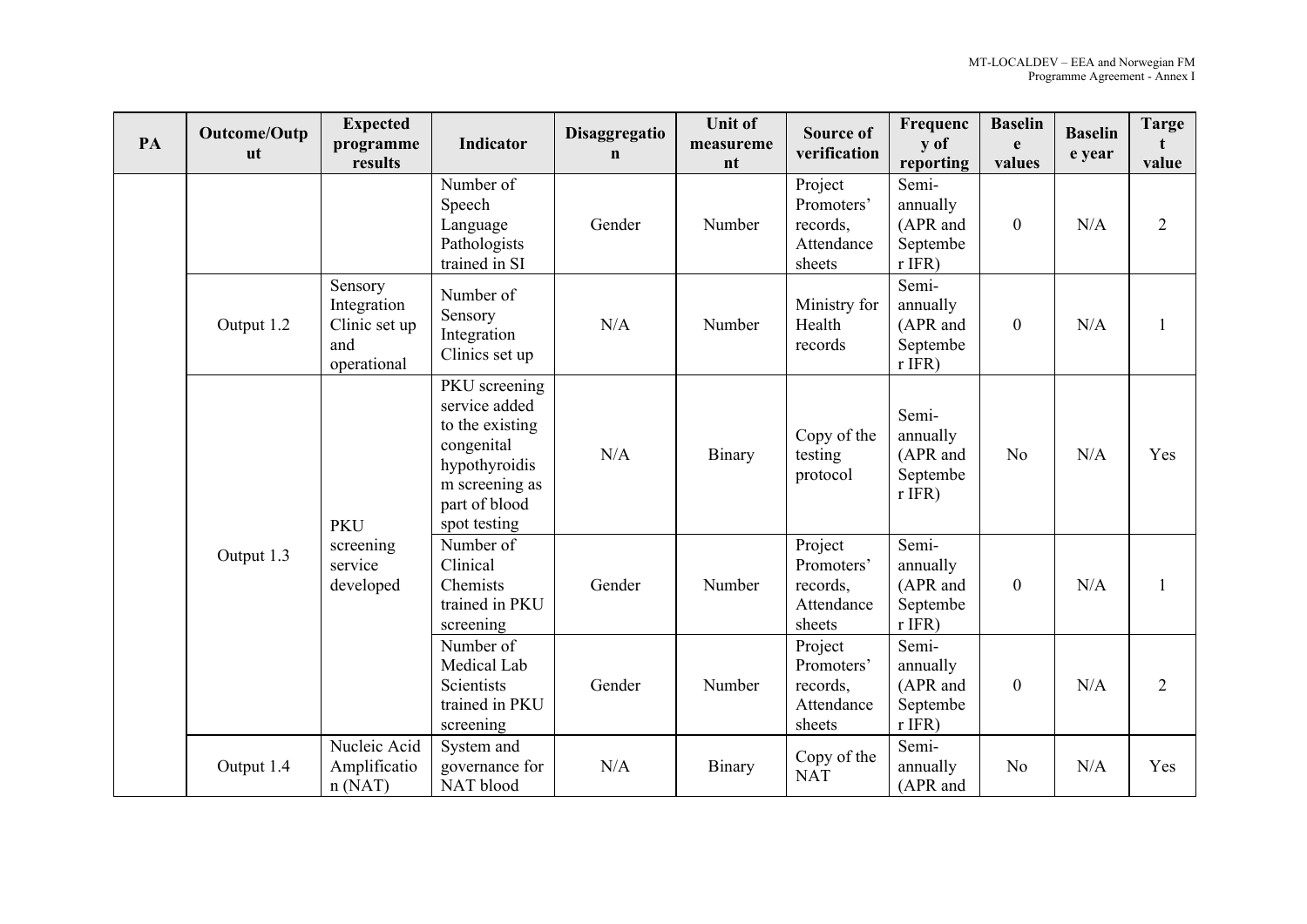| PA | Outcome/Output | Expected programme results | Indicator | Disaggregation | Unit of measurement | Source of verification | Frequency of reporting | Baseline values | Baseline year | Target value |
|---|---|---|---|---|---|---|---|---|---|---|
| | | | Number of Speech Language Pathologists trained in SI | Gender | Number | Project Promoters' records, Attendance sheets | Semi-annually (APR and September IFR) | 0 | N/A | 2 |
| | Output 1.2 | Sensory Integration Clinic set up and operational | Number of Sensory Integration Clinics set up | N/A | Number | Ministry for Health records | Semi-annually (APR and September IFR) | 0 | N/A | 1 |
| | Output 1.3 | PKU screening service developed | PKU screening service added to the existing congenital hypothyroidism screening as part of blood spot testing | N/A | Binary | Copy of the testing protocol | Semi-annually (APR and September IFR) | No | N/A | Yes |
| | | | Number of Clinical Chemists trained in PKU screening | Gender | Number | Project Promoters' records, Attendance sheets | Semi-annually (APR and September IFR) | 0 | N/A | 1 |
| | | | Number of Medical Lab Scientists trained in PKU screening | Gender | Number | Project Promoters' records, Attendance sheets | Semi-annually (APR and September IFR) | 0 | N/A | 2 |
| | Output 1.4 | Nucleic Acid Amplification (NAT) | System and governance for NAT blood | N/A | Binary | Copy of the NAT | Semi-annually (APR and | No | N/A | Yes |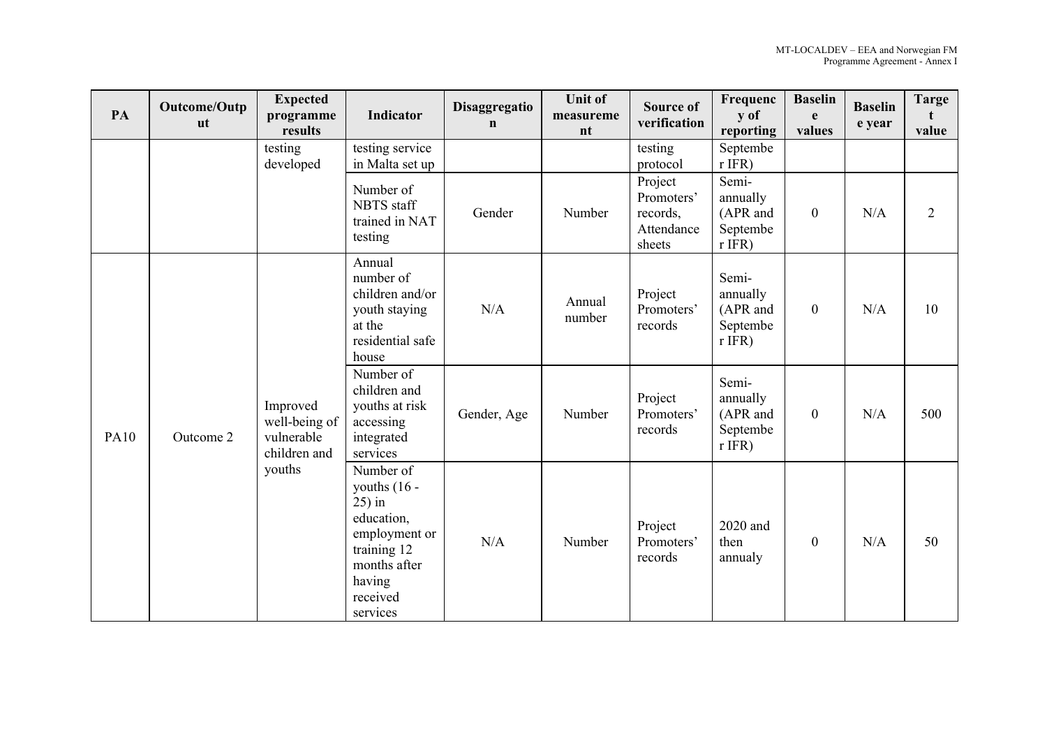| PA | Outcome/Output | Expected programme results | Indicator | Disaggregation | Unit of measurement | Source of verification | Frequency of reporting | Baseline values | Baseline year | Target value |
|---|---|---|---|---|---|---|---|---|---|---|
| | | testing developed | testing service in Malta set up | | | testing protocol | September IFR) | | | |
| | | | Number of NBTS staff trained in NAT testing | Gender | Number | Project Promoters' records, Attendance sheets | Semi-annually (APR and September IFR) | 0 | N/A | 2 |
| PA10 | Outcome 2 | Improved well-being of vulnerable children and youths | Annual number of children and/or youth staying at the residential safe house | N/A | Annual number | Project Promoters' records | Semi-annually (APR and September IFR) | 0 | N/A | 10 |
| | | | Number of children and youths at risk accessing integrated services | Gender, Age | Number | Project Promoters' records | Semi-annually (APR and September IFR) | 0 | N/A | 500 |
| | | | Number of youths (16 - 25) in education, employment or training 12 months after having received services | N/A | Number | Project Promoters' records | 2020 and then annualy | 0 | N/A | 50 |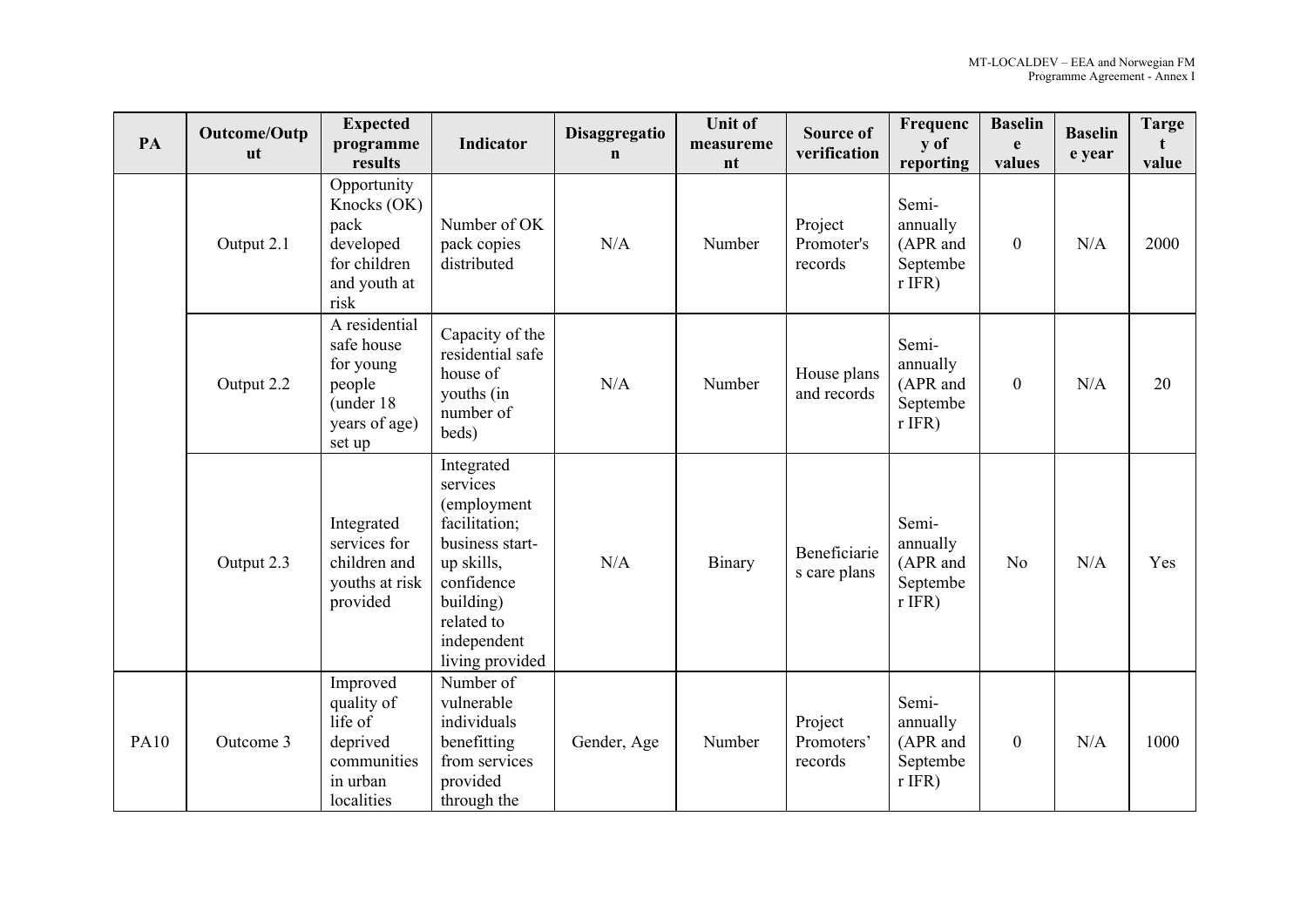| PA | Outcome/Output | Expected programme results | Indicator | Disaggregation | Unit of measurement | Source of verification | Frequency of reporting | Baseline values | Baseline year | Target value |
|---|---|---|---|---|---|---|---|---|---|---|
| | Output 2.1 | Opportunity Knocks (OK) pack developed for children and youth at risk | Number of OK pack copies distributed | N/A | Number | Project Promoter's records | Semi-annually (APR and September IFR) | 0 | N/A | 2000 |
| | Output 2.2 | A residential safe house for young people (under 18 years of age) set up | Capacity of the residential safe house of youths (in number of beds) | N/A | Number | House plans and records | Semi-annually (APR and September IFR) | 0 | N/A | 20 |
| | Output 2.3 | Integrated services for children and youths at risk provided | Integrated services (employment facilitation; business start-up skills, confidence building) related to independent living provided | N/A | Binary | Beneficiaries care plans | Semi-annually (APR and September IFR) | No | N/A | Yes |
| PA10 | Outcome 3 | Improved quality of life of deprived communities in urban localities | Number of vulnerable individuals benefitting from services provided through the | Gender, Age | Number | Project Promoters' records | Semi-annually (APR and September IFR) | 0 | N/A | 1000 |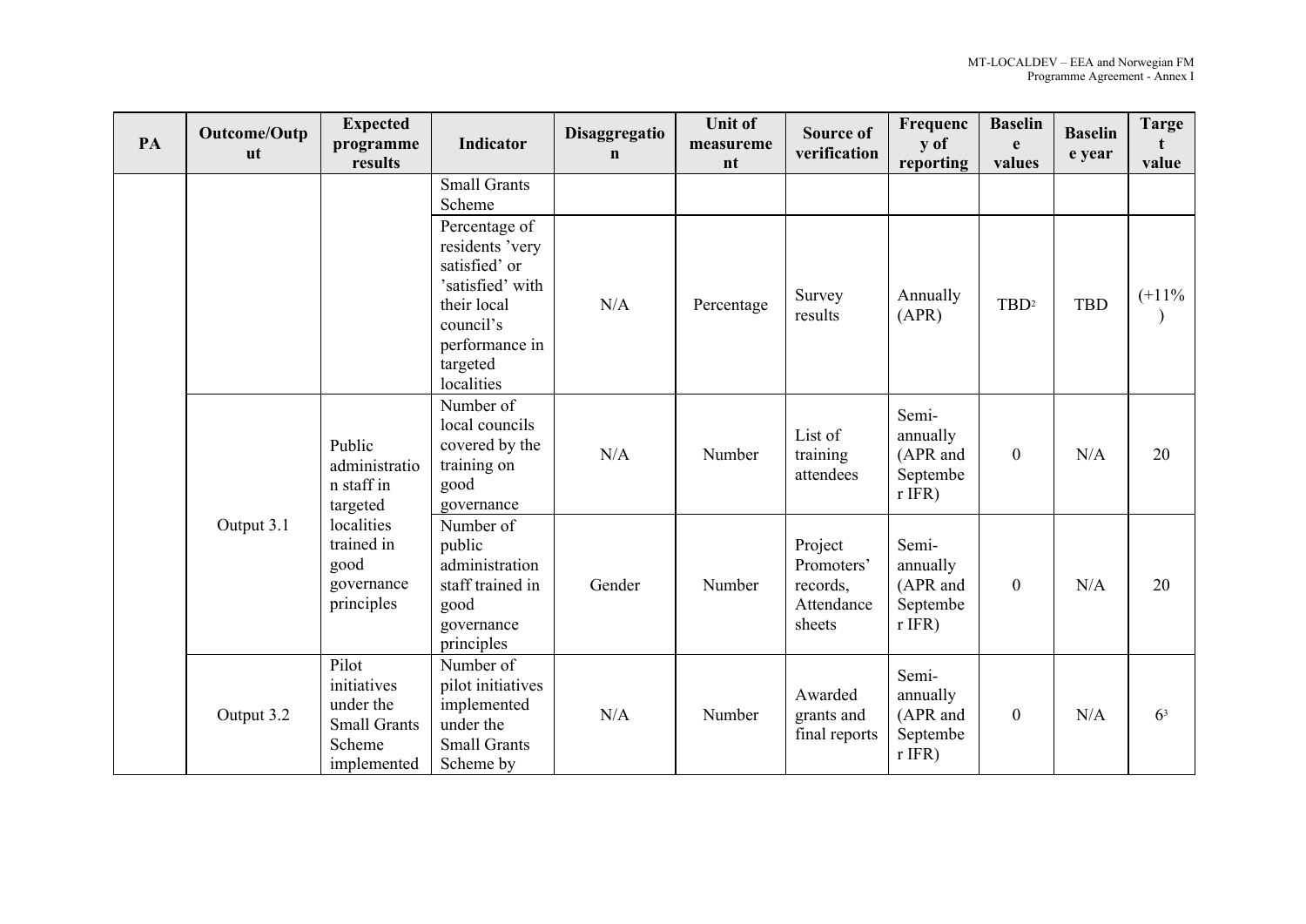| PA | Outcome/Output | Expected programme results | Indicator | Disaggregation | Unit of measurement | Source of verification | Frequency of reporting | Baseline values | Baseline year | Target value |
|---|---|---|---|---|---|---|---|---|---|---|
| | | | Small Grants Scheme | | | | | | | |
| | | | Percentage of residents 'very satisfied' or 'satisfied' with their local council's performance in targeted localities | N/A | Percentage | Survey results | Annually (APR) | TBD[2] | TBD | (+11%) |
| | Output 3.1 | Public administration staff in targeted localities trained in good governance principles | Number of local councils covered by the training on good governance | N/A | Number | List of training attendees | Semi-annually (APR and September IFR) | 0 | N/A | 20 |
| | | | Number of public administration staff trained in good governance principles | Gender | Number | Project Promoters' records, Attendance sheets | Semi-annually (APR and September IFR) | 0 | N/A | 20 |
| | Output 3.2 | Pilot initiatives under the Small Grants Scheme implemented | Number of pilot initiatives implemented under the Small Grants Scheme by | N/A | Number | Awarded grants and final reports | Semi-annually (APR and September IFR) | 0 | N/A | 6[3] |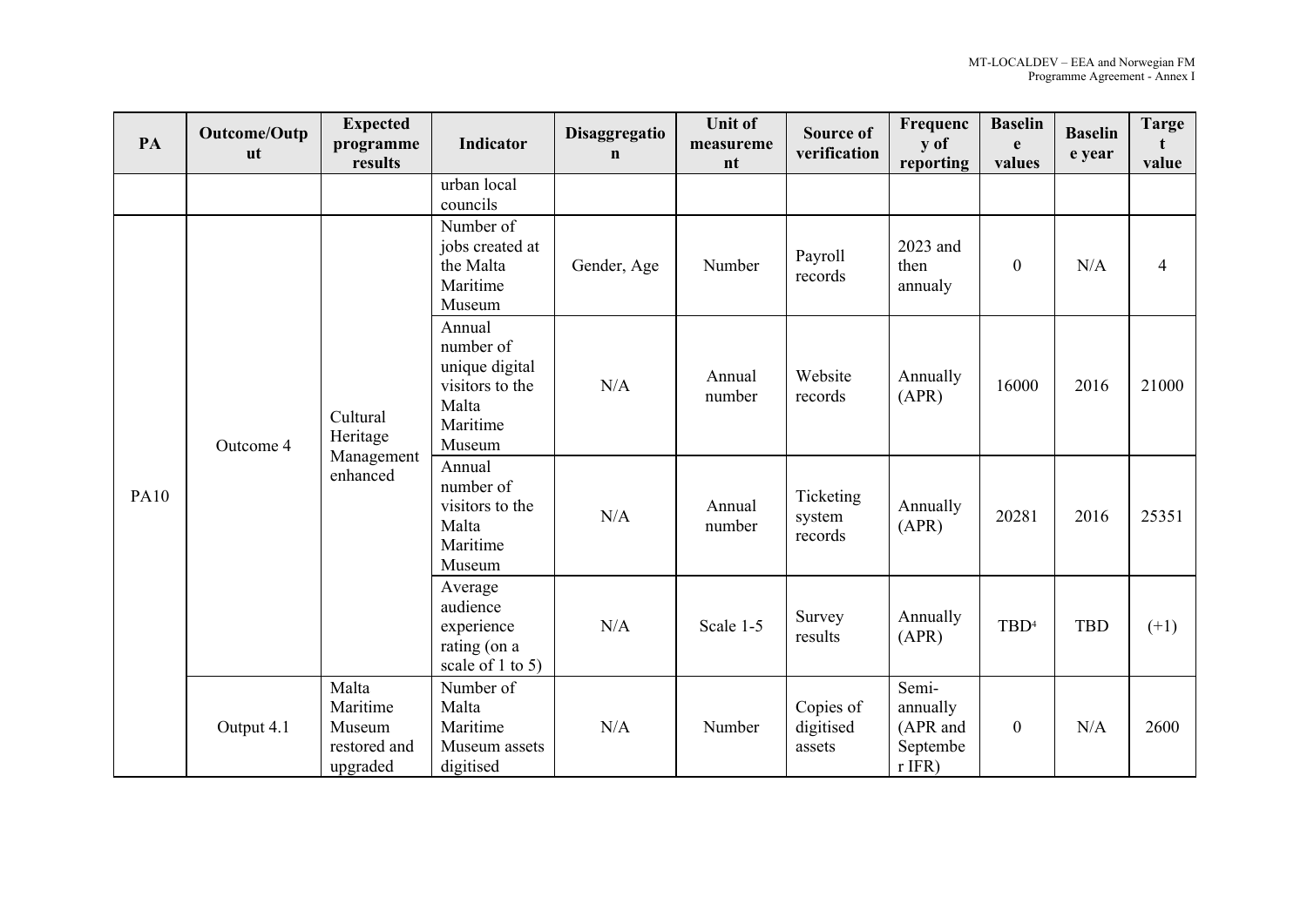| PA | Outcome/Output | Expected programme results | Indicator | Disaggregation | Unit of measurement | Source of verification | Frequency of reporting | Baseline values | Baseline year | Target value |
|---|---|---|---|---|---|---|---|---|---|---|
| | | | urban local councils | | | | | | | |
| PA10 | Outcome 4 | Cultural Heritage Management enhanced | Number of jobs created at the Malta Maritime Museum | Gender, Age | Number | Payroll records | 2023 and then annualy | 0 | N/A | 4 |
| | | | Annual number of unique digital visitors to the Malta Maritime Museum | N/A | Annual number | Website records | Annually (APR) | 16000 | 2016 | 21000 |
| | | | Annual number of visitors to the Malta Maritime Museum | N/A | Annual number | Ticketing system records | Annually (APR) | 20281 | 2016 | 25351 |
| | | | Average audience experience rating (on a scale of 1 to 5) | N/A | Scale 1-5 | Survey results | Annually (APR) | TBD[4] | TBD | (+1) |
| | Output 4.1 | Malta Maritime Museum restored and upgraded | Number of Malta Maritime Museum assets digitised | N/A | Number | Copies of digitised assets | Semi-annually (APR and September IFR) | 0 | N/A | 2600 |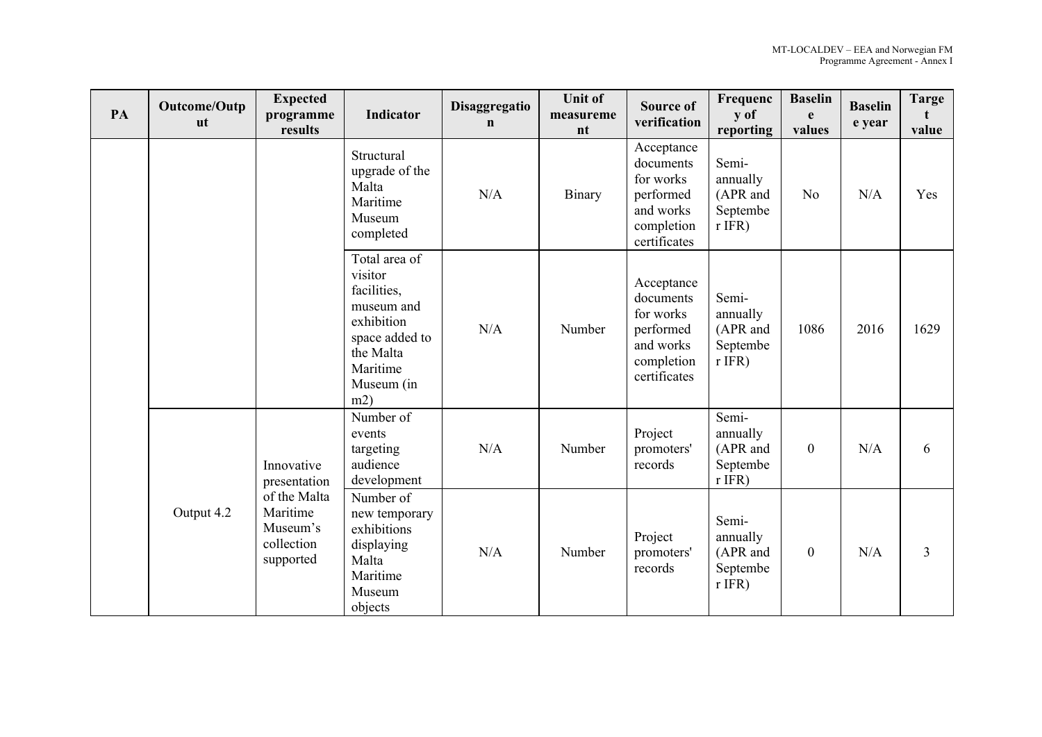| PA | Outcome/Output | Expected programme results | Indicator | Disaggregation | Unit of measurement | Source of verification | Frequency of reporting | Baseline values | Baseline year | Target value |
|---|---|---|---|---|---|---|---|---|---|---|
| | | | Structural upgrade of the Malta Maritime Museum completed | N/A | Binary | Acceptance documents for works performed and works completion certificates | Semi-annually (APR and September IFR) | No | N/A | Yes |
| | | | Total area of visitor facilities, museum and exhibition space added to the Malta Maritime Museum (in m2) | N/A | Number | Acceptance documents for works performed and works completion certificates | Semi-annually (APR and September IFR) | 1086 | 2016 | 1629 |
| | Output 4.2 | Innovative presentation of the Malta Maritime Museum's collection supported | Number of events targeting audience development | N/A | Number | Project promoters' records | Semi-annually (APR and September IFR) | 0 | N/A | 6 |
| | | | Number of new temporary exhibitions displaying Malta Maritime Museum objects | N/A | Number | Project promoters' records | Semi-annually (APR and September IFR) | 0 | N/A | 3 |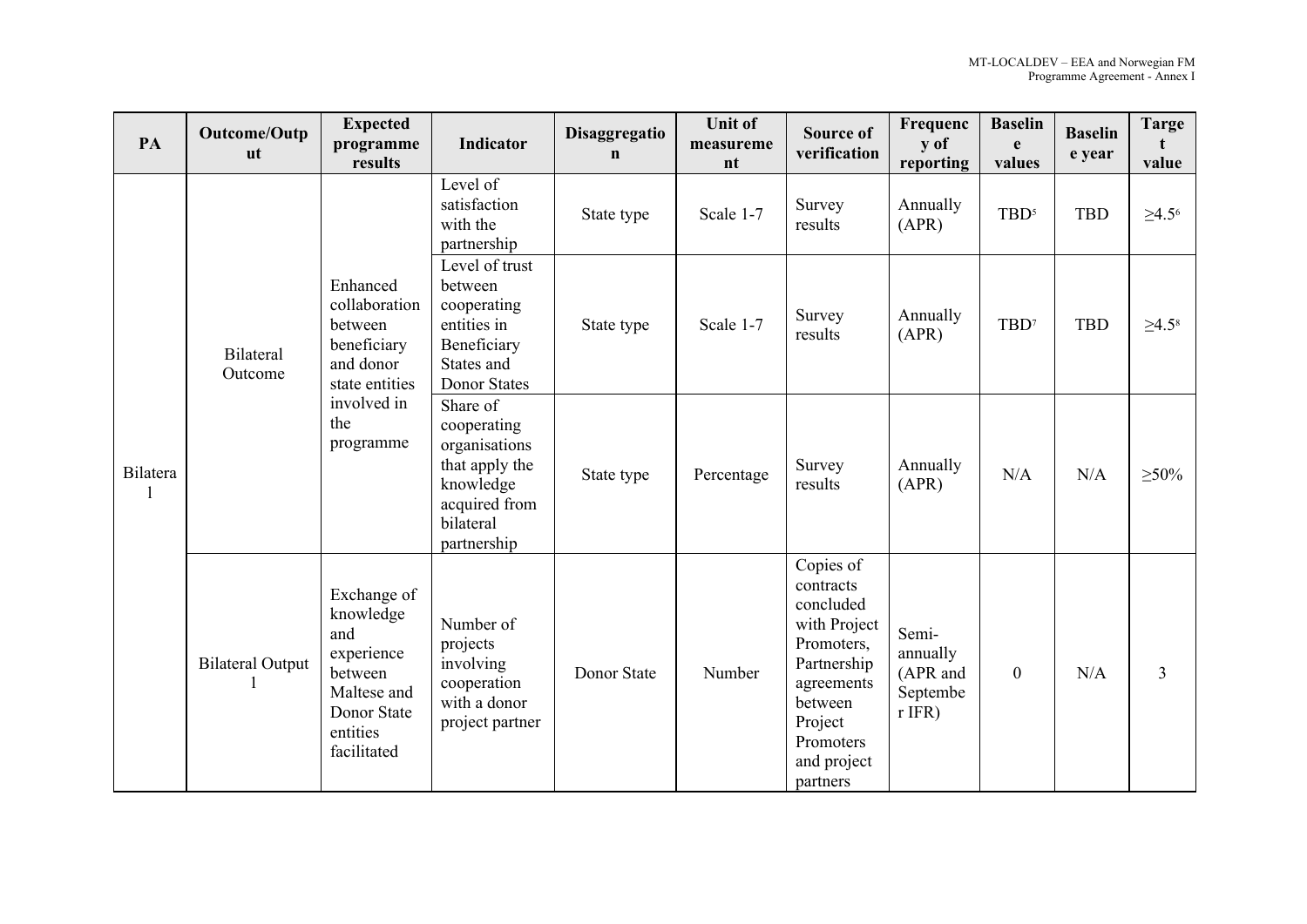| PA | Outcome/Output | Expected programme results | Indicator | Disaggregation | Unit of measurement | Source of verification | Frequency of reporting | Baseline values | Baseline year | Target value |
|---|---|---|---|---|---|---|---|---|---|---|
| Bilateral | Bilateral Outcome | Enhanced collaboration between beneficiary and donor state entities involved in the programme | Level of satisfaction with the partnership | State type | Scale 1-7 | Survey results | Annually (APR) | TBD[5] | TBD | ≥4.5[6] |
| | | | Level of trust between cooperating entities in Beneficiary States and Donor States | State type | Scale 1-7 | Survey results | Annually (APR) | TBD[7] | TBD | ≥4.5[8] |
| | | | Share of cooperating organisations that apply the knowledge acquired from bilateral partnership | State type | Percentage | Survey results | Annually (APR) | N/A | N/A | ≥50% |
| | Bilateral Output 1 | Exchange of knowledge and experience between Maltese and Donor State entities facilitated | Number of projects involving cooperation with a donor project partner | Donor State | Number | Copies of contracts concluded with Project Promoters, Partnership agreements between Project Promoters and project partners | Semi-annually (APR and September IFR) | 0 | N/A | 3 |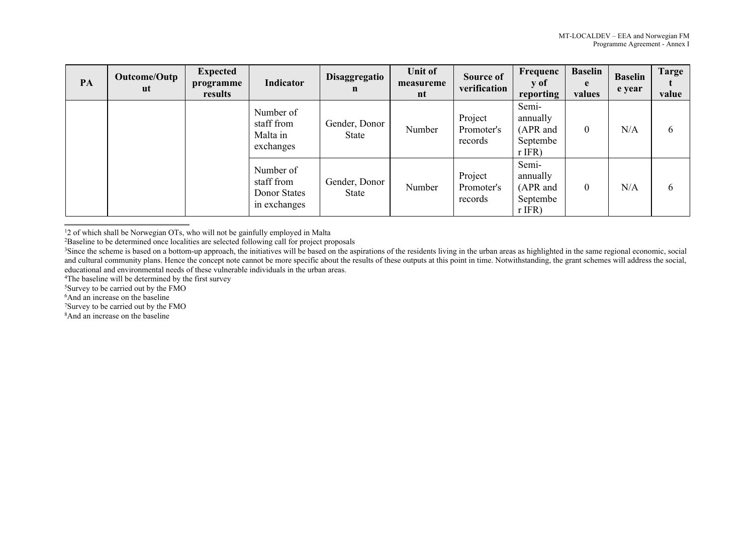| PA | Outcome/Output | Expected programme results | Indicator | Disaggregation | Unit of measurement | Source of verification | Frequency of reporting | Baseline values | Baseline year | Target value |
|---|---|---|---|---|---|---|---|---|---|---|
| | | | Number of staff from Malta in exchanges | Gender, Donor State | Number | Project Promoter's records | Semi-annually (APR and September IFR) | 0 | N/A | 6 |
| | | | Number of staff from Donor States in exchanges | Gender, Donor State | Number | Project Promoter's records | Semi-annually (APR and September IFR) | 0 | N/A | 6 |

---

[1] 2 of which shall be Norwegian OTs, who will not be gainfully employed in Malta

[2] Baseline to be determined once localities are selected following call for project proposals

[3] Since the scheme is based on a bottom-up approach, the initiatives will be based on the aspirations of the residents living in the urban areas as highlighted in the same regional economic, social and cultural community plans. Hence the concept note cannot be more specific about the results of these outputs at this point in time. Notwithstanding, the grant schemes will address the social, educational and environmental needs of these vulnerable individuals in the urban areas.

[4] The baseline will be determined by the first survey

[5] Survey to be carried out by the FMO

[6] And an increase on the baseline

[7] Survey to be carried out by the FMO

[8] And an increase on the baseline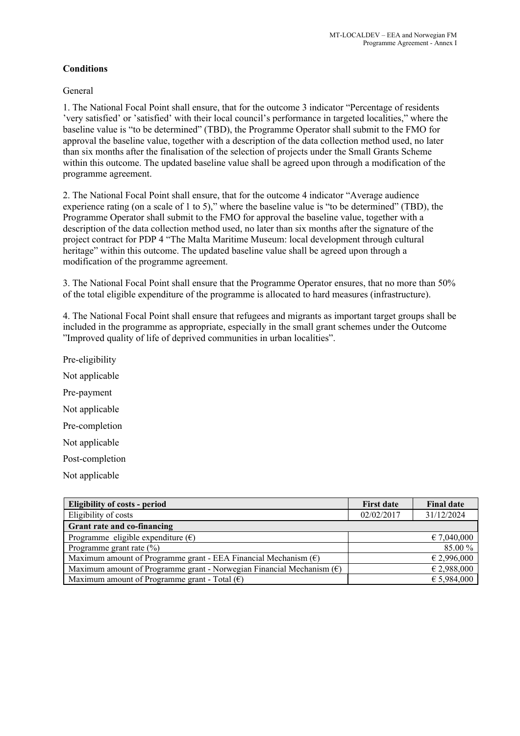**Conditions**

General

1. The National Focal Point shall ensure, that for the outcome 3 indicator “Percentage of residents ’very satisfied’ or ’satisfied’ with their local council’s performance in targeted localities,” where the baseline value is “to be determined” (TBD), the Programme Operator shall submit to the FMO for approval the baseline value, together with a description of the data collection method used, no later than six months after the finalisation of the selection of projects under the Small Grants Scheme within this outcome. The updated baseline value shall be agreed upon through a modification of the programme agreement.

2. The National Focal Point shall ensure, that for the outcome 4 indicator “Average audience experience rating (on a scale of 1 to 5),” where the baseline value is “to be determined” (TBD), the Programme Operator shall submit to the FMO for approval the baseline value, together with a description of the data collection method used, no later than six months after the signature of the project contract for PDP 4 “The Malta Maritime Museum: local development through cultural heritage” within this outcome. The updated baseline value shall be agreed upon through a modification of the programme agreement.

3. The National Focal Point shall ensure that the Programme Operator ensures, that no more than 50% of the total eligible expenditure of the programme is allocated to hard measures (infrastructure).

4. The National Focal Point shall ensure that refugees and migrants as important target groups shall be included in the programme as appropriate, especially in the small grant schemes under the Outcome ”Improved quality of life of deprived communities in urban localities”.

Pre-eligibility

Not applicable

Pre-payment

Not applicable

Pre-completion

Not applicable

Post-completion

Not applicable

| **Eligibility of costs - period** | **First date** | **Final date** |
|---|---|---|
| Eligibility of costs | 02/02/2017 | 31/12/2024 |
| **Grant rate and co-financing** | | |
| Programme eligible expenditure (€) | | € 7,040,000 |
| Programme grant rate (%) | | 85.00 % |
| Maximum amount of Programme grant - EEA Financial Mechanism (€) | | € 2,996,000 |
| Maximum amount of Programme grant - Norwegian Financial Mechanism (€) | | € 2,988,000 |
| Maximum amount of Programme grant - Total (€) | | € 5,984,000 |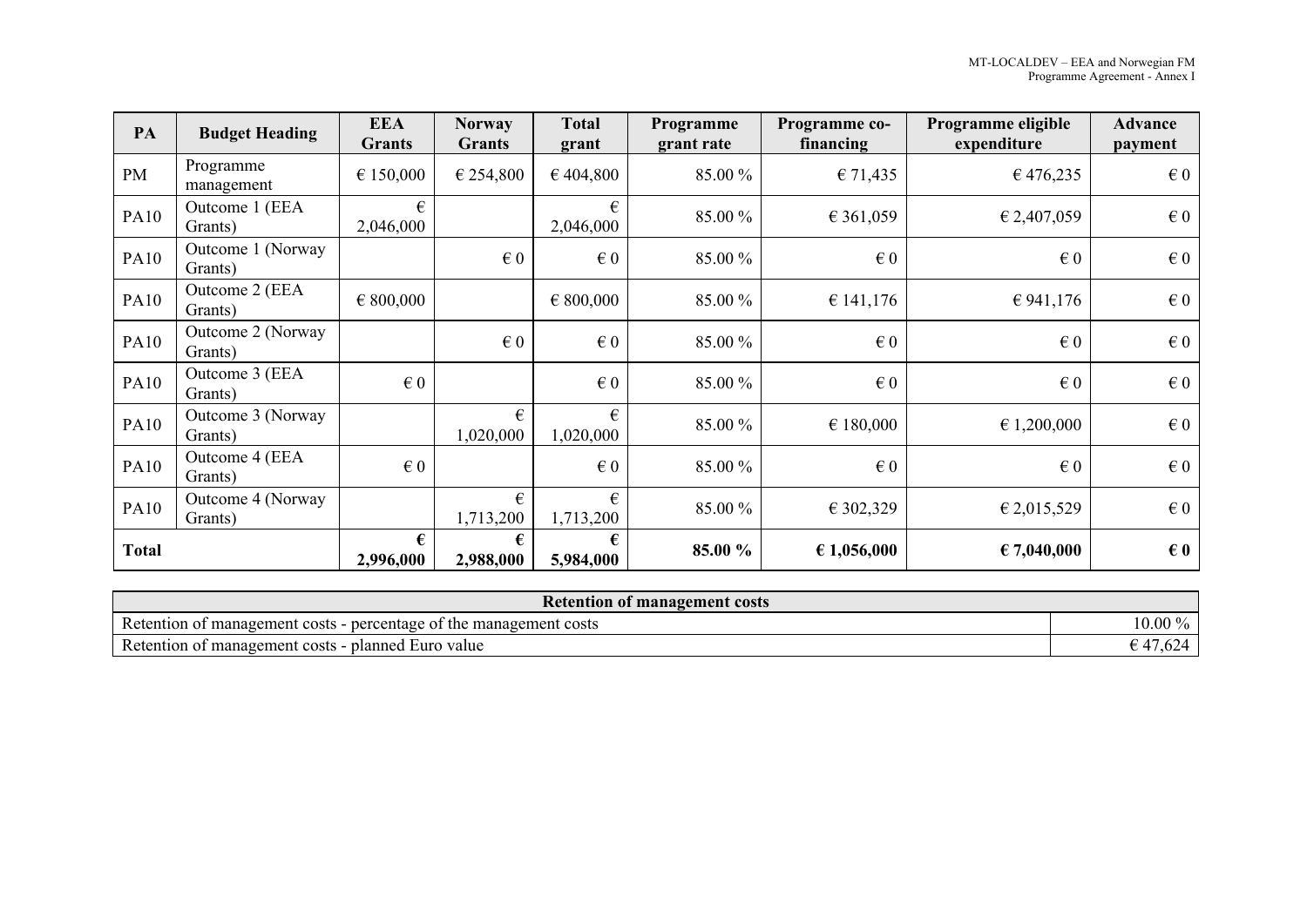| PA | Budget Heading | EEA Grants | Norway Grants | Total grant | Programme grant rate | Programme co-financing | Programme eligible expenditure | Advance payment |
|---|---|---|---|---|---|---|---|---|
| PM | Programme management | € 150,000 | € 254,800 | € 404,800 | 85.00 % | € 71,435 | € 476,235 | € 0 |
| PA10 | Outcome 1 (EEA Grants) | € 2,046,000 | | € 2,046,000 | 85.00 % | € 361,059 | € 2,407,059 | € 0 |
| PA10 | Outcome 1 (Norway Grants) | | € 0 | € 0 | 85.00 % | € 0 | € 0 | € 0 |
| PA10 | Outcome 2 (EEA Grants) | € 800,000 | | € 800,000 | 85.00 % | € 141,176 | € 941,176 | € 0 |
| PA10 | Outcome 2 (Norway Grants) | | € 0 | € 0 | 85.00 % | € 0 | € 0 | € 0 |
| PA10 | Outcome 3 (EEA Grants) | € 0 | | € 0 | 85.00 % | € 0 | € 0 | € 0 |
| PA10 | Outcome 3 (Norway Grants) | | € 1,020,000 | € 1,020,000 | 85.00 % | € 180,000 | € 1,200,000 | € 0 |
| PA10 | Outcome 4 (EEA Grants) | € 0 | | € 0 | 85.00 % | € 0 | € 0 | € 0 |
| PA10 | Outcome 4 (Norway Grants) | | € 1,713,200 | € 1,713,200 | 85.00 % | € 302,329 | € 2,015,529 | € 0 |
| **Total** | | **€ 2,996,000** | **€ 2,988,000** | **€ 5,984,000** | **85.00 %** | **€ 1,056,000** | **€ 7,040,000** | **€ 0** |

| Retention of management costs | |
|---|---|
| Retention of management costs - percentage of the management costs | 10.00 % |
| Retention of management costs - planned Euro value | € 47,624 |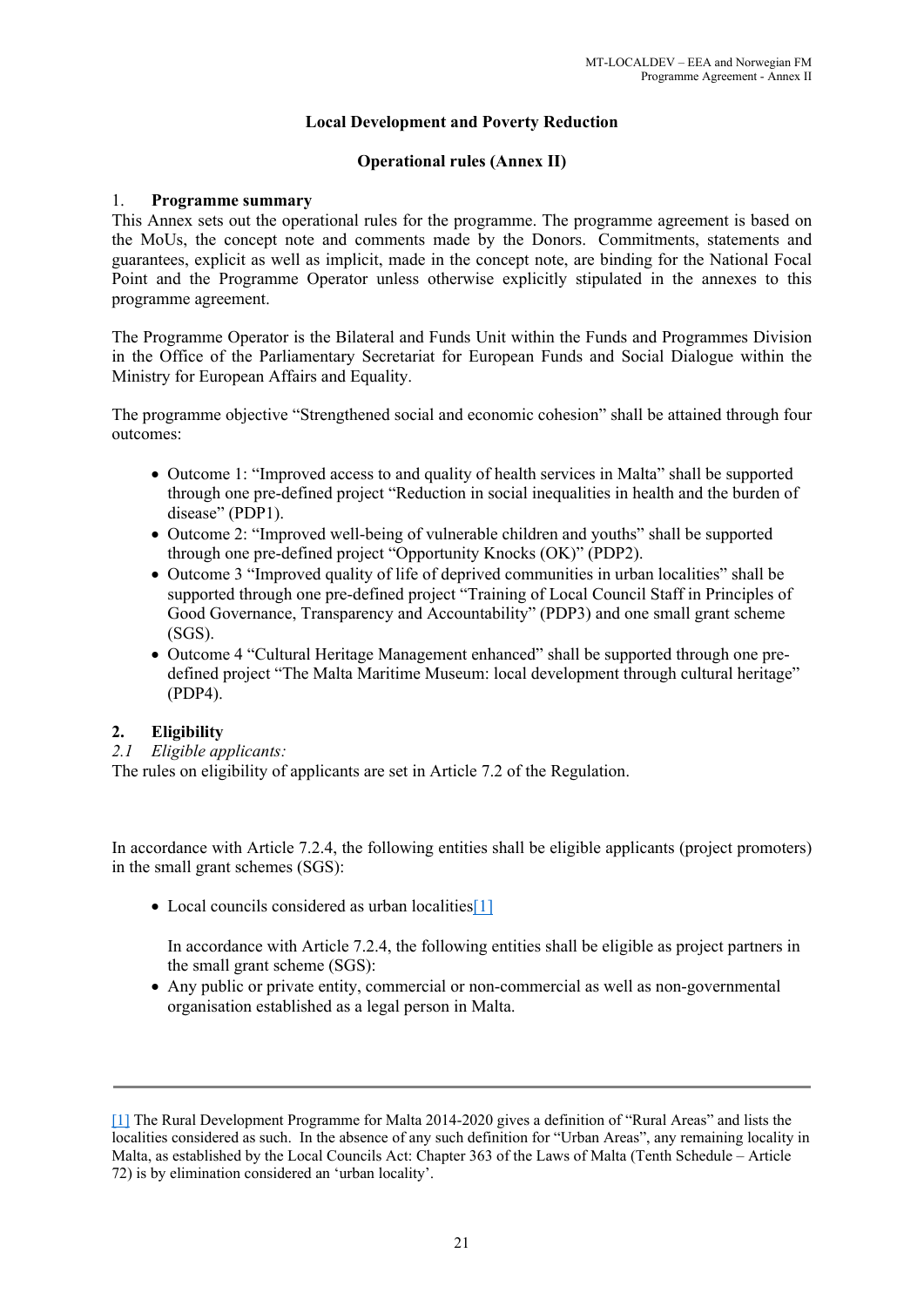**Local Development and Poverty Reduction**

**Operational rules (Annex II)**

## 1. Programme summary

This Annex sets out the operational rules for the programme. The programme agreement is based on the MoUs, the concept note and comments made by the Donors. Commitments, statements and guarantees, explicit as well as implicit, made in the concept note, are binding for the National Focal Point and the Programme Operator unless otherwise explicitly stipulated in the annexes to this programme agreement.

The Programme Operator is the Bilateral and Funds Unit within the Funds and Programmes Division in the Office of the Parliamentary Secretariat for European Funds and Social Dialogue within the Ministry for European Affairs and Equality.

The programme objective "Strengthened social and economic cohesion" shall be attained through four outcomes:

- Outcome 1: "Improved access to and quality of health services in Malta" shall be supported through one pre-defined project "Reduction in social inequalities in health and the burden of disease" (PDP1).
- Outcome 2: "Improved well-being of vulnerable children and youths" shall be supported through one pre-defined project "Opportunity Knocks (OK)" (PDP2).
- Outcome 3 "Improved quality of life of deprived communities in urban localities" shall be supported through one pre-defined project "Training of Local Council Staff in Principles of Good Governance, Transparency and Accountability" (PDP3) and one small grant scheme (SGS).
- Outcome 4 "Cultural Heritage Management enhanced" shall be supported through one pre-defined project "The Malta Maritime Museum: local development through cultural heritage" (PDP4).

## 2. Eligibility

*2.1 Eligible applicants:*

The rules on eligibility of applicants are set in Article 7.2 of the Regulation.

In accordance with Article 7.2.4, the following entities shall be eligible applicants (project promoters) in the small grant schemes (SGS):

- Local councils considered as urban localities[1]

  In accordance with Article 7.2.4, the following entities shall be eligible as project partners in the small grant scheme (SGS):

- Any public or private entity, commercial or non-commercial as well as non-governmental organisation established as a legal person in Malta.

---

[1] The Rural Development Programme for Malta 2014-2020 gives a definition of "Rural Areas" and lists the localities considered as such. In the absence of any such definition for "Urban Areas", any remaining locality in Malta, as established by the Local Councils Act: Chapter 363 of the Laws of Malta (Tenth Schedule – Article 72) is by elimination considered an 'urban locality'.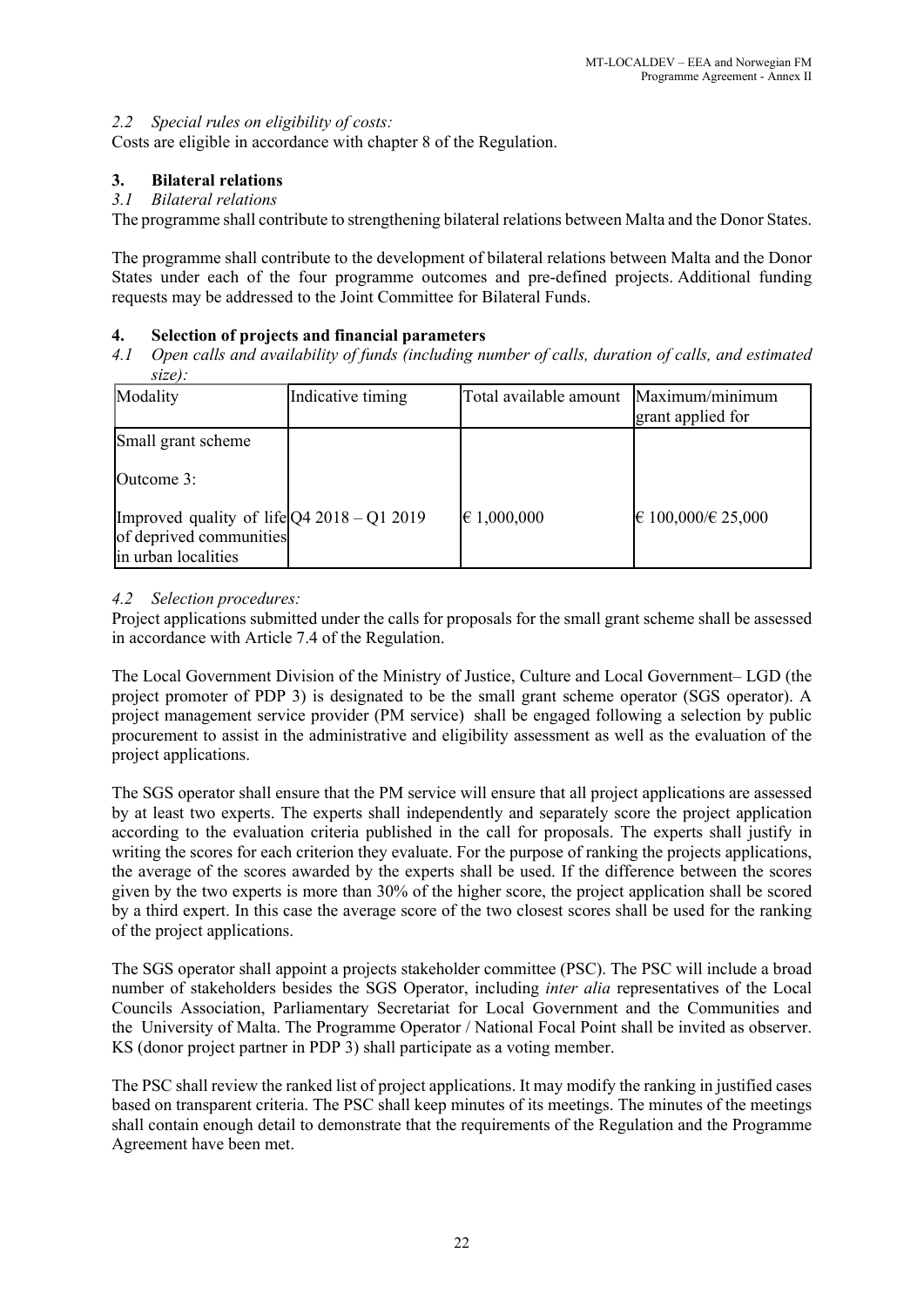*2.2 Special rules on eligibility of costs:*

Costs are eligible in accordance with chapter 8 of the Regulation.

## 3. Bilateral relations

*3.1 Bilateral relations*

The programme shall contribute to strengthening bilateral relations between Malta and the Donor States.

The programme shall contribute to the development of bilateral relations between Malta and the Donor States under each of the four programme outcomes and pre-defined projects. Additional funding requests may be addressed to the Joint Committee for Bilateral Funds.

## 4. Selection of projects and financial parameters

*4.1 Open calls and availability of funds (including number of calls, duration of calls, and estimated size):*

| Modality | Indicative timing | Total available amount | Maximum/minimum grant applied for |
|---|---|---|---|
| Small grant scheme<br><br>Outcome 3:<br><br>Improved quality of life of deprived communities in urban localities | Q4 2018 – Q1 2019 | € 1,000,000 | € 100,000/€ 25,000 |

*4.2 Selection procedures:*

Project applications submitted under the calls for proposals for the small grant scheme shall be assessed in accordance with Article 7.4 of the Regulation.

The Local Government Division of the Ministry of Justice, Culture and Local Government– LGD (the project promoter of PDP 3) is designated to be the small grant scheme operator (SGS operator). A project management service provider (PM service) shall be engaged following a selection by public procurement to assist in the administrative and eligibility assessment as well as the evaluation of the project applications.

The SGS operator shall ensure that the PM service will ensure that all project applications are assessed by at least two experts. The experts shall independently and separately score the project application according to the evaluation criteria published in the call for proposals. The experts shall justify in writing the scores for each criterion they evaluate. For the purpose of ranking the projects applications, the average of the scores awarded by the experts shall be used. If the difference between the scores given by the two experts is more than 30% of the higher score, the project application shall be scored by a third expert. In this case the average score of the two closest scores shall be used for the ranking of the project applications.

The SGS operator shall appoint a projects stakeholder committee (PSC). The PSC will include a broad number of stakeholders besides the SGS Operator, including *inter alia* representatives of the Local Councils Association, Parliamentary Secretariat for Local Government and the Communities and the University of Malta. The Programme Operator / National Focal Point shall be invited as observer. KS (donor project partner in PDP 3) shall participate as a voting member.

The PSC shall review the ranked list of project applications. It may modify the ranking in justified cases based on transparent criteria. The PSC shall keep minutes of its meetings. The minutes of the meetings shall contain enough detail to demonstrate that the requirements of the Regulation and the Programme Agreement have been met.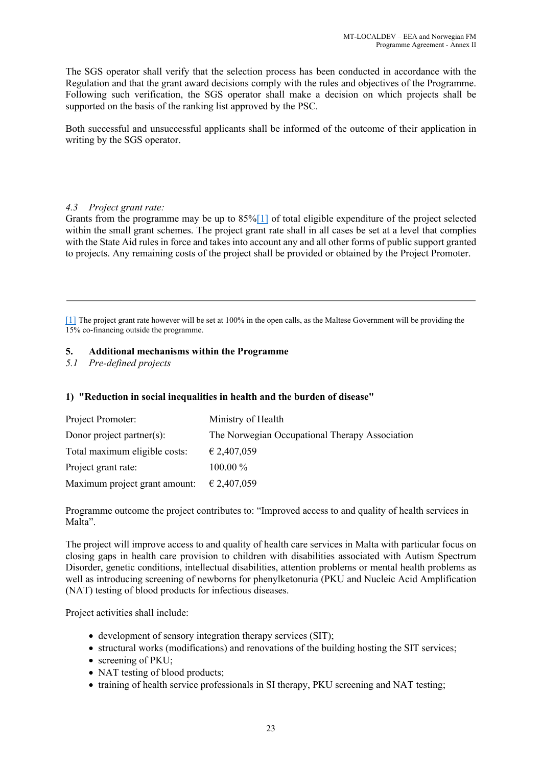The SGS operator shall verify that the selection process has been conducted in accordance with the Regulation and that the grant award decisions comply with the rules and objectives of the Programme. Following such verification, the SGS operator shall make a decision on which projects shall be supported on the basis of the ranking list approved by the PSC.

Both successful and unsuccessful applicants shall be informed of the outcome of their application in writing by the SGS operator.

*4.3 Project grant rate:*

Grants from the programme may be up to 85%[1] of total eligible expenditure of the project selected within the small grant schemes. The project grant rate shall in all cases be set at a level that complies with the State Aid rules in force and takes into account any and all other forms of public support granted to projects. Any remaining costs of the project shall be provided or obtained by the Project Promoter.

---

[1] The project grant rate however will be set at 100% in the open calls, as the Maltese Government will be providing the 15% co-financing outside the programme.

## 5. Additional mechanisms within the Programme

*5.1 Pre-defined projects*

**1) "Reduction in social inequalities in health and the burden of disease"**

| | |
|---|---|
| Project Promoter: | Ministry of Health |
| Donor project partner(s): | The Norwegian Occupational Therapy Association |
| Total maximum eligible costs: | € 2,407,059 |
| Project grant rate: | 100.00 % |
| Maximum project grant amount: | € 2,407,059 |

Programme outcome the project contributes to: "Improved access to and quality of health services in Malta".

The project will improve access to and quality of health care services in Malta with particular focus on closing gaps in health care provision to children with disabilities associated with Autism Spectrum Disorder, genetic conditions, intellectual disabilities, attention problems or mental health problems as well as introducing screening of newborns for phenylketonuria (PKU and Nucleic Acid Amplification (NAT) testing of blood products for infectious diseases.

Project activities shall include:

- development of sensory integration therapy services (SIT);
- structural works (modifications) and renovations of the building hosting the SIT services;
- screening of PKU;
- NAT testing of blood products;
- training of health service professionals in SI therapy, PKU screening and NAT testing;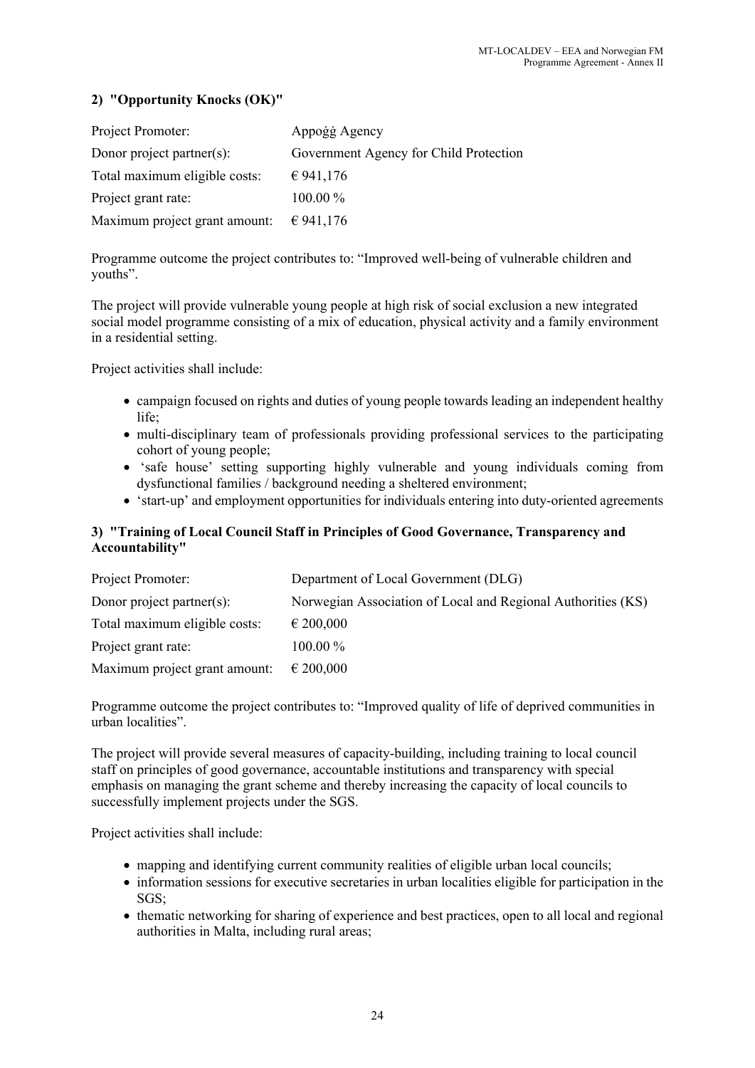### 2) "Opportunity Knocks (OK)"

| | |
|---|---|
| Project Promoter: | Appoġġ Agency |
| Donor project partner(s): | Government Agency for Child Protection |
| Total maximum eligible costs: | € 941,176 |
| Project grant rate: | 100.00 % |
| Maximum project grant amount: | € 941,176 |

Programme outcome the project contributes to: "Improved well-being of vulnerable children and youths".

The project will provide vulnerable young people at high risk of social exclusion a new integrated social model programme consisting of a mix of education, physical activity and a family environment in a residential setting.

Project activities shall include:

- campaign focused on rights and duties of young people towards leading an independent healthy life;
- multi-disciplinary team of professionals providing professional services to the participating cohort of young people;
- 'safe house' setting supporting highly vulnerable and young individuals coming from dysfunctional families / background needing a sheltered environment;
- 'start-up' and employment opportunities for individuals entering into duty-oriented agreements

### 3) "Training of Local Council Staff in Principles of Good Governance, Transparency and Accountability"

| | |
|---|---|
| Project Promoter: | Department of Local Government (DLG) |
| Donor project partner(s): | Norwegian Association of Local and Regional Authorities (KS) |
| Total maximum eligible costs: | € 200,000 |
| Project grant rate: | 100.00 % |
| Maximum project grant amount: | € 200,000 |

Programme outcome the project contributes to: "Improved quality of life of deprived communities in urban localities".

The project will provide several measures of capacity-building, including training to local council staff on principles of good governance, accountable institutions and transparency with special emphasis on managing the grant scheme and thereby increasing the capacity of local councils to successfully implement projects under the SGS.

Project activities shall include:

- mapping and identifying current community realities of eligible urban local councils;
- information sessions for executive secretaries in urban localities eligible for participation in the SGS;
- thematic networking for sharing of experience and best practices, open to all local and regional authorities in Malta, including rural areas;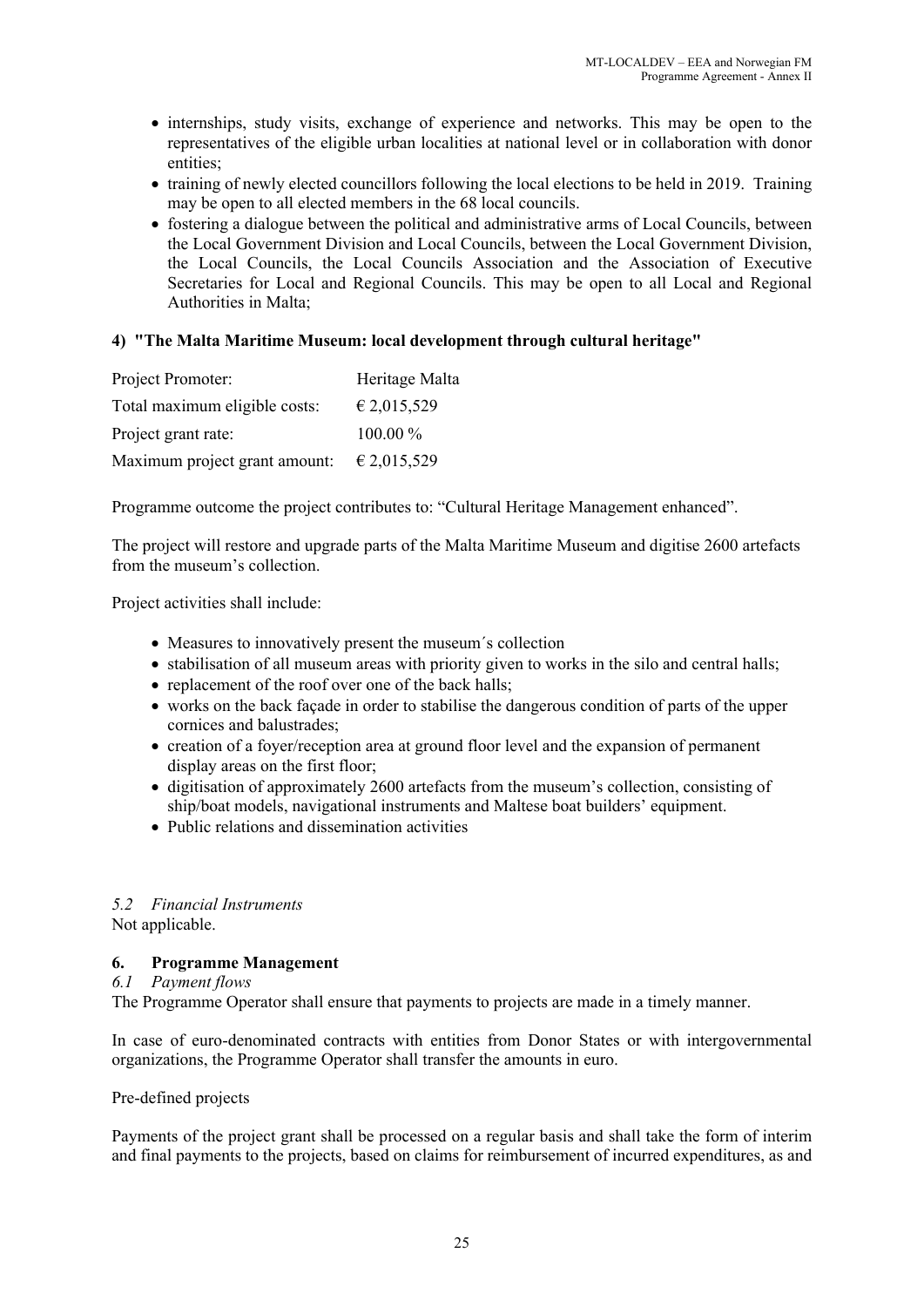- internships, study visits, exchange of experience and networks. This may be open to the representatives of the eligible urban localities at national level or in collaboration with donor entities;
- training of newly elected councillors following the local elections to be held in 2019. Training may be open to all elected members in the 68 local councils.
- fostering a dialogue between the political and administrative arms of Local Councils, between the Local Government Division and Local Councils, between the Local Government Division, the Local Councils, the Local Councils Association and the Association of Executive Secretaries for Local and Regional Councils. This may be open to all Local and Regional Authorities in Malta;

**4) "The Malta Maritime Museum: local development through cultural heritage"**

| | |
|---|---|
| Project Promoter: | Heritage Malta |
| Total maximum eligible costs: | € 2,015,529 |
| Project grant rate: | 100.00 % |
| Maximum project grant amount: | € 2,015,529 |

Programme outcome the project contributes to: "Cultural Heritage Management enhanced".

The project will restore and upgrade parts of the Malta Maritime Museum and digitise 2600 artefacts from the museum's collection.

Project activities shall include:

- Measures to innovatively present the museum´s collection
- stabilisation of all museum areas with priority given to works in the silo and central halls;
- replacement of the roof over one of the back halls;
- works on the back façade in order to stabilise the dangerous condition of parts of the upper cornices and balustrades;
- creation of a foyer/reception area at ground floor level and the expansion of permanent display areas on the first floor;
- digitisation of approximately 2600 artefacts from the museum's collection, consisting of ship/boat models, navigational instruments and Maltese boat builders' equipment.
- Public relations and dissemination activities

### *5.2 Financial Instruments*

Not applicable.

## 6. Programme Management

### *6.1 Payment flows*

The Programme Operator shall ensure that payments to projects are made in a timely manner.

In case of euro-denominated contracts with entities from Donor States or with intergovernmental organizations, the Programme Operator shall transfer the amounts in euro.

Pre-defined projects

Payments of the project grant shall be processed on a regular basis and shall take the form of interim and final payments to the projects, based on claims for reimbursement of incurred expenditures, as and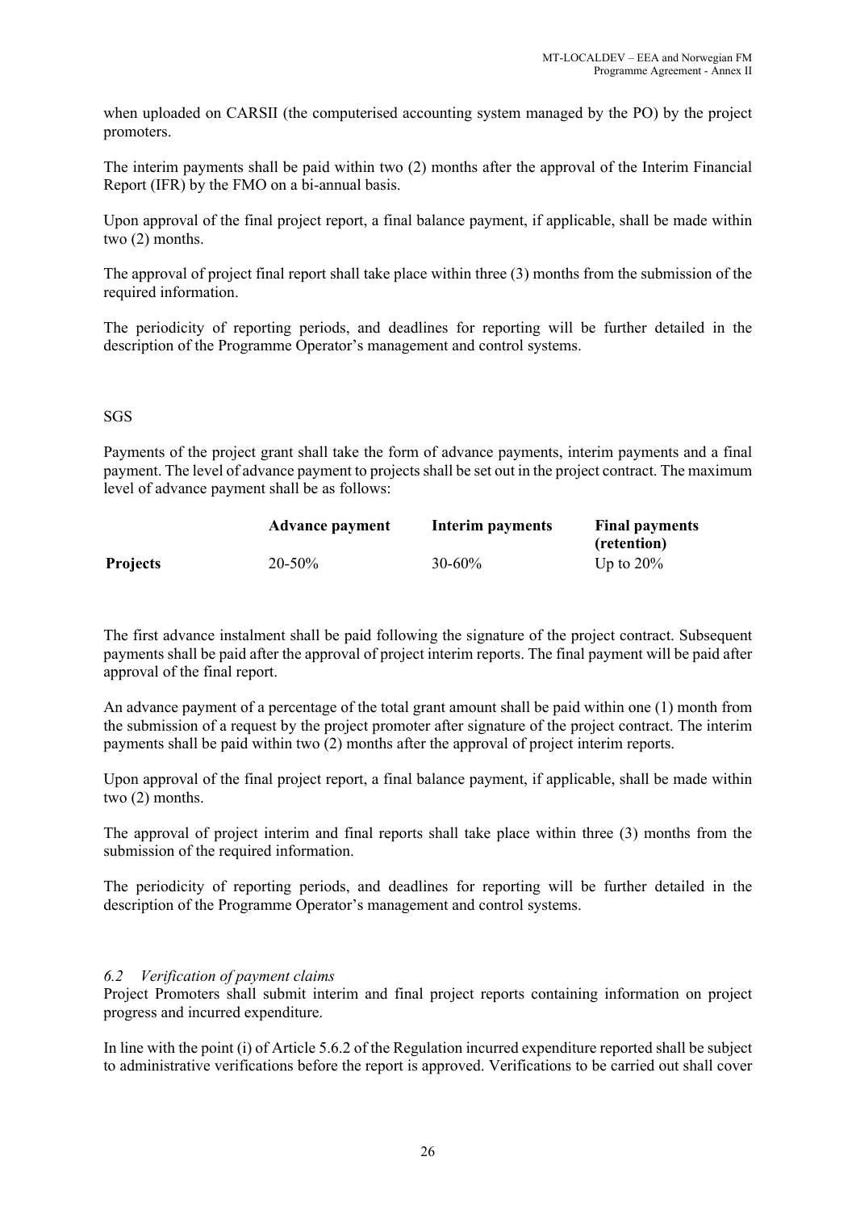when uploaded on CARSII (the computerised accounting system managed by the PO) by the project promoters.

The interim payments shall be paid within two (2) months after the approval of the Interim Financial Report (IFR) by the FMO on a bi-annual basis.

Upon approval of the final project report, a final balance payment, if applicable, shall be made within two (2) months.

The approval of project final report shall take place within three (3) months from the submission of the required information.

The periodicity of reporting periods, and deadlines for reporting will be further detailed in the description of the Programme Operator's management and control systems.

SGS

Payments of the project grant shall take the form of advance payments, interim payments and a final payment. The level of advance payment to projects shall be set out in the project contract. The maximum level of advance payment shall be as follows:

| | **Advance payment** | **Interim payments** | **Final payments (retention)** |
|---|---|---|---|
| **Projects** | 20-50% | 30-60% | Up to 20% |

The first advance instalment shall be paid following the signature of the project contract. Subsequent payments shall be paid after the approval of project interim reports. The final payment will be paid after approval of the final report.

An advance payment of a percentage of the total grant amount shall be paid within one (1) month from the submission of a request by the project promoter after signature of the project contract. The interim payments shall be paid within two (2) months after the approval of project interim reports.

Upon approval of the final project report, a final balance payment, if applicable, shall be made within two (2) months.

The approval of project interim and final reports shall take place within three (3) months from the submission of the required information.

The periodicity of reporting periods, and deadlines for reporting will be further detailed in the description of the Programme Operator's management and control systems.

### *6.2 Verification of payment claims*

Project Promoters shall submit interim and final project reports containing information on project progress and incurred expenditure.

In line with the point (i) of Article 5.6.2 of the Regulation incurred expenditure reported shall be subject to administrative verifications before the report is approved. Verifications to be carried out shall cover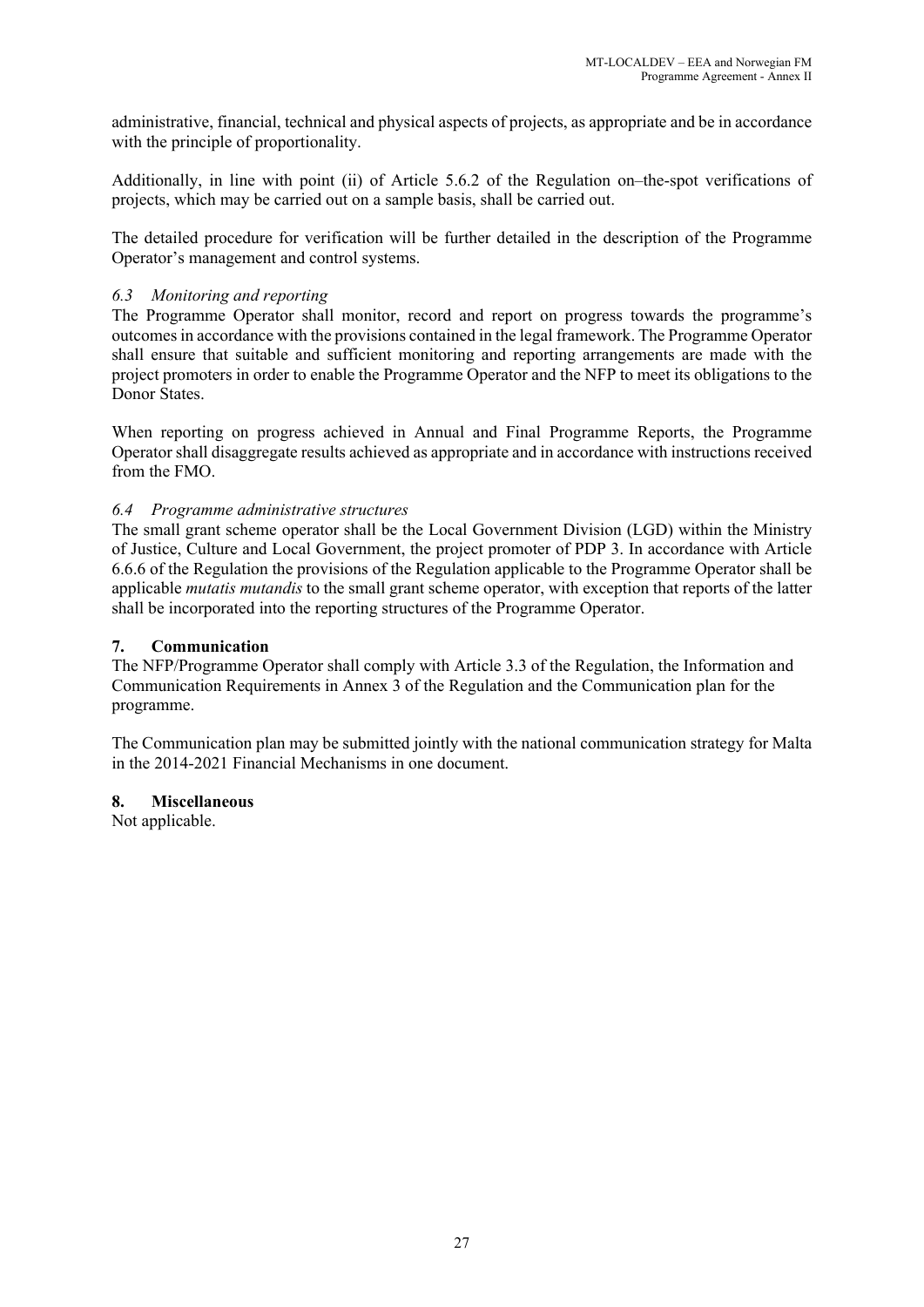administrative, financial, technical and physical aspects of projects, as appropriate and be in accordance with the principle of proportionality.

Additionally, in line with point (ii) of Article 5.6.2 of the Regulation on–the-spot verifications of projects, which may be carried out on a sample basis, shall be carried out.

The detailed procedure for verification will be further detailed in the description of the Programme Operator's management and control systems.

### *6.3 Monitoring and reporting*

The Programme Operator shall monitor, record and report on progress towards the programme's outcomes in accordance with the provisions contained in the legal framework. The Programme Operator shall ensure that suitable and sufficient monitoring and reporting arrangements are made with the project promoters in order to enable the Programme Operator and the NFP to meet its obligations to the Donor States.

When reporting on progress achieved in Annual and Final Programme Reports, the Programme Operator shall disaggregate results achieved as appropriate and in accordance with instructions received from the FMO.

### *6.4 Programme administrative structures*

The small grant scheme operator shall be the Local Government Division (LGD) within the Ministry of Justice, Culture and Local Government, the project promoter of PDP 3. In accordance with Article 6.6.6 of the Regulation the provisions of the Regulation applicable to the Programme Operator shall be applicable *mutatis mutandis* to the small grant scheme operator, with exception that reports of the latter shall be incorporated into the reporting structures of the Programme Operator.

## 7. Communication

The NFP/Programme Operator shall comply with Article 3.3 of the Regulation, the Information and Communication Requirements in Annex 3 of the Regulation and the Communication plan for the programme.

The Communication plan may be submitted jointly with the national communication strategy for Malta in the 2014-2021 Financial Mechanisms in one document.

## 8. Miscellaneous

Not applicable.